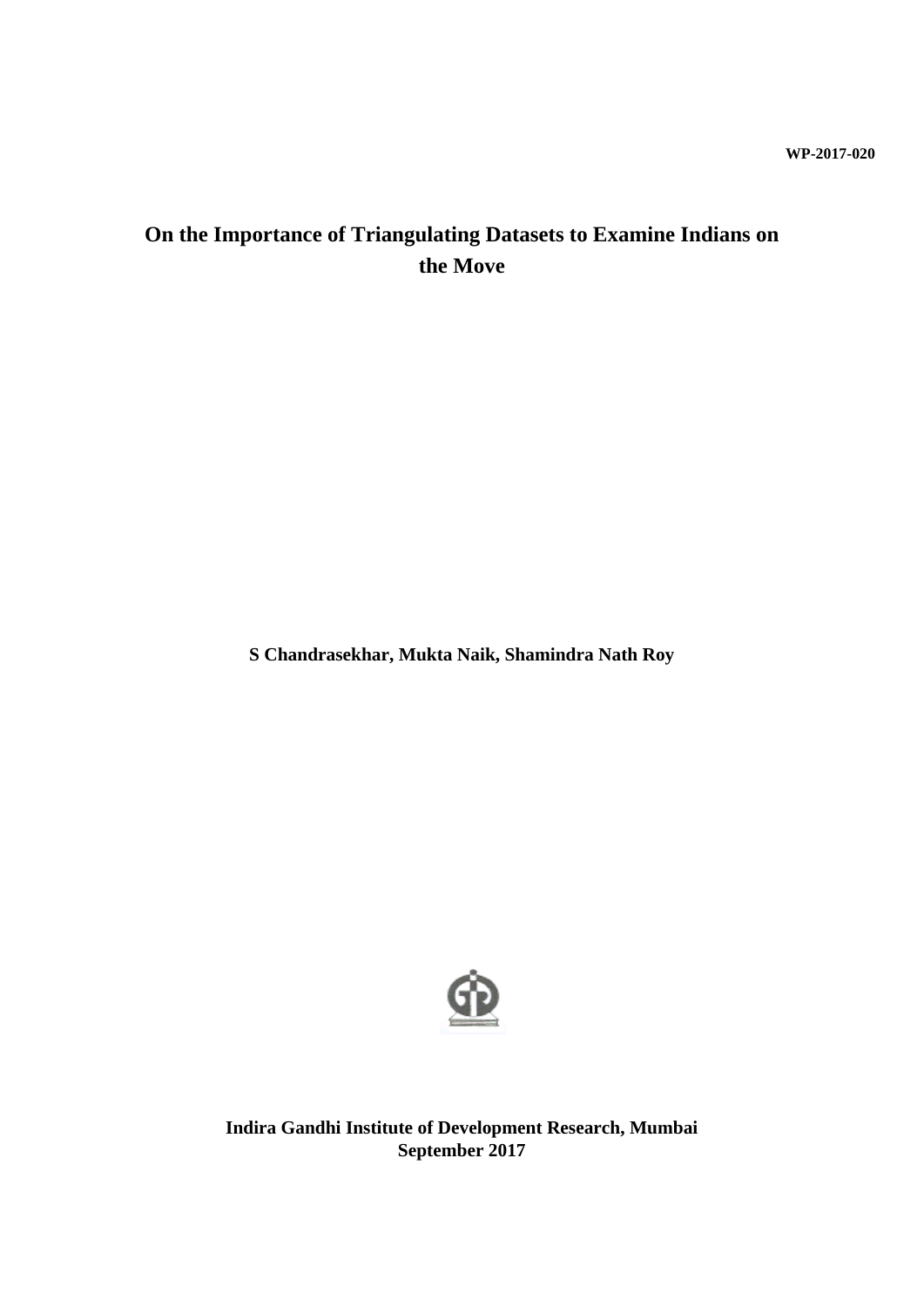WP-2017-020

# On the Importance of Triangulating Datasets to Examine Indians on the Move

**S Chandrasekhar, Mukta Naik, Shamindra Nath Roy**

**Indira Gandhi Institute of Development Research, Mumbai**
**September 2017**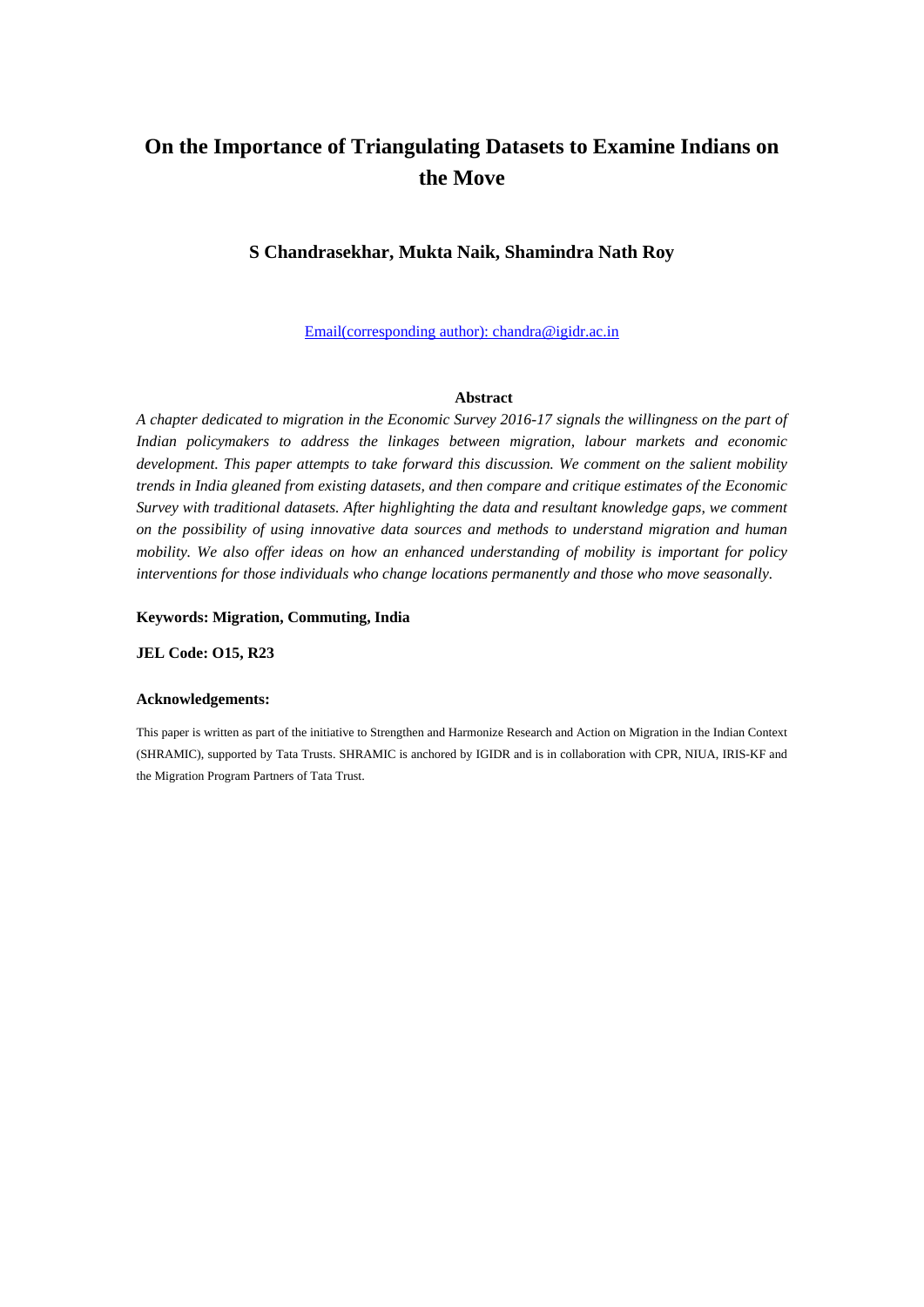# On the Importance of Triangulating Datasets to Examine Indians on the Move

**S Chandrasekhar, Mukta Naik, Shamindra Nath Roy**

Email(corresponding author): chandra@igidr.ac.in

**Abstract**

*A chapter dedicated to migration in the Economic Survey 2016-17 signals the willingness on the part of Indian policymakers to address the linkages between migration, labour markets and economic development. This paper attempts to take forward this discussion. We comment on the salient mobility trends in India gleaned from existing datasets, and then compare and critique estimates of the Economic Survey with traditional datasets. After highlighting the data and resultant knowledge gaps, we comment on the possibility of using innovative data sources and methods to understand migration and human mobility. We also offer ideas on how an enhanced understanding of mobility is important for policy interventions for those individuals who change locations permanently and those who move seasonally.*

**Keywords: Migration, Commuting, India**

**JEL Code: O15, R23**

**Acknowledgements:**

This paper is written as part of the initiative to Strengthen and Harmonize Research and Action on Migration in the Indian Context (SHRAMIC), supported by Tata Trusts. SHRAMIC is anchored by IGIDR and is in collaboration with CPR, NIUA, IRIS-KF and the Migration Program Partners of Tata Trust.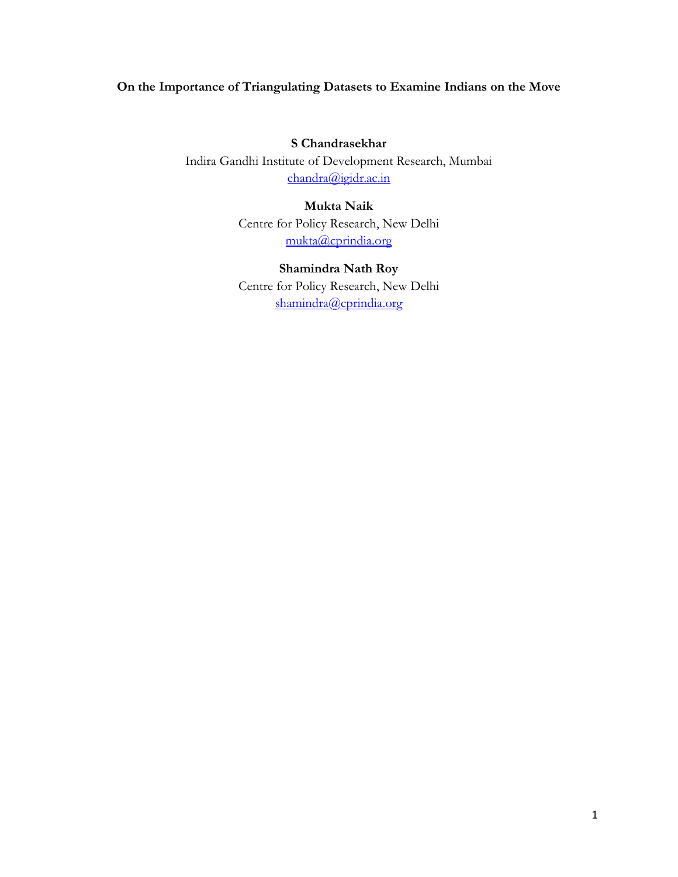**On the Importance of Triangulating Datasets to Examine Indians on the Move**

**S Chandrasekhar**
Indira Gandhi Institute of Development Research, Mumbai
chandra@igidr.ac.in

**Mukta Naik**
Centre for Policy Research, New Delhi
mukta@cprindia.org

**Shamindra Nath Roy**
Centre for Policy Research, New Delhi
shamindra@cprindia.org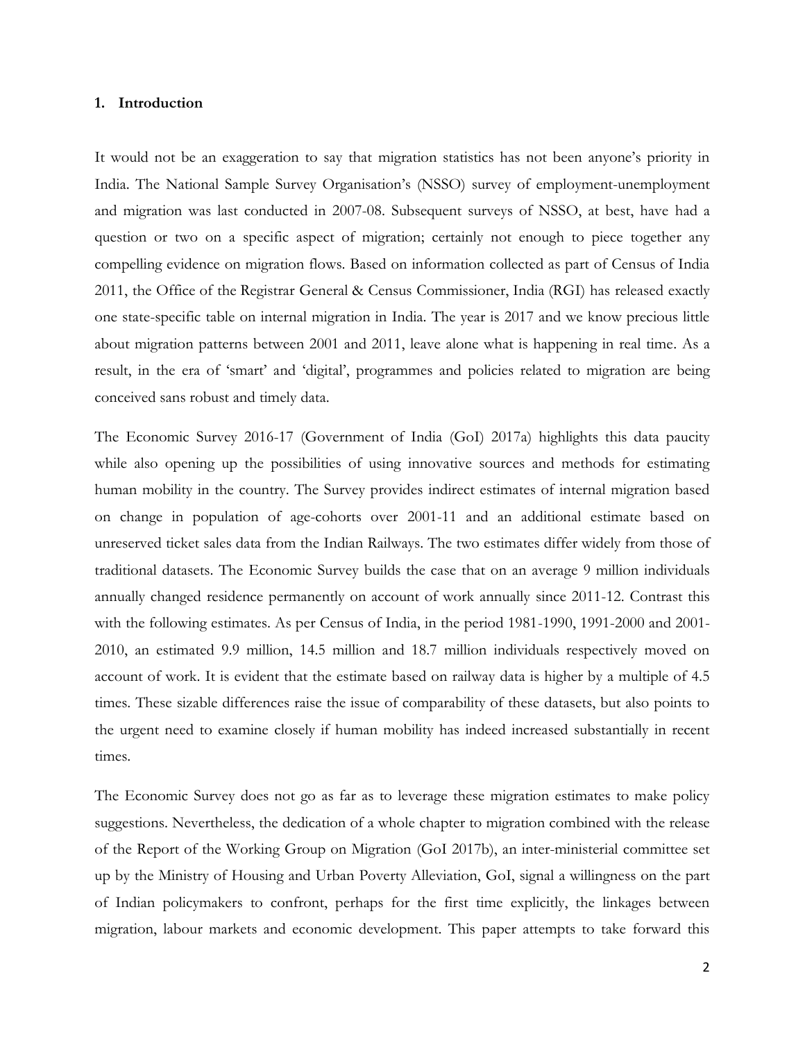## 1. Introduction

It would not be an exaggeration to say that migration statistics has not been anyone's priority in India. The National Sample Survey Organisation's (NSSO) survey of employment-unemployment and migration was last conducted in 2007-08. Subsequent surveys of NSSO, at best, have had a question or two on a specific aspect of migration; certainly not enough to piece together any compelling evidence on migration flows. Based on information collected as part of Census of India 2011, the Office of the Registrar General & Census Commissioner, India (RGI) has released exactly one state-specific table on internal migration in India. The year is 2017 and we know precious little about migration patterns between 2001 and 2011, leave alone what is happening in real time. As a result, in the era of 'smart' and 'digital', programmes and policies related to migration are being conceived sans robust and timely data.

The Economic Survey 2016-17 (Government of India (GoI) 2017a) highlights this data paucity while also opening up the possibilities of using innovative sources and methods for estimating human mobility in the country. The Survey provides indirect estimates of internal migration based on change in population of age-cohorts over 2001-11 and an additional estimate based on unreserved ticket sales data from the Indian Railways. The two estimates differ widely from those of traditional datasets. The Economic Survey builds the case that on an average 9 million individuals annually changed residence permanently on account of work annually since 2011-12. Contrast this with the following estimates. As per Census of India, in the period 1981-1990, 1991-2000 and 2001-2010, an estimated 9.9 million, 14.5 million and 18.7 million individuals respectively moved on account of work. It is evident that the estimate based on railway data is higher by a multiple of 4.5 times. These sizable differences raise the issue of comparability of these datasets, but also points to the urgent need to examine closely if human mobility has indeed increased substantially in recent times.

The Economic Survey does not go as far as to leverage these migration estimates to make policy suggestions. Nevertheless, the dedication of a whole chapter to migration combined with the release of the Report of the Working Group on Migration (GoI 2017b), an inter-ministerial committee set up by the Ministry of Housing and Urban Poverty Alleviation, GoI, signal a willingness on the part of Indian policymakers to confront, perhaps for the first time explicitly, the linkages between migration, labour markets and economic development. This paper attempts to take forward this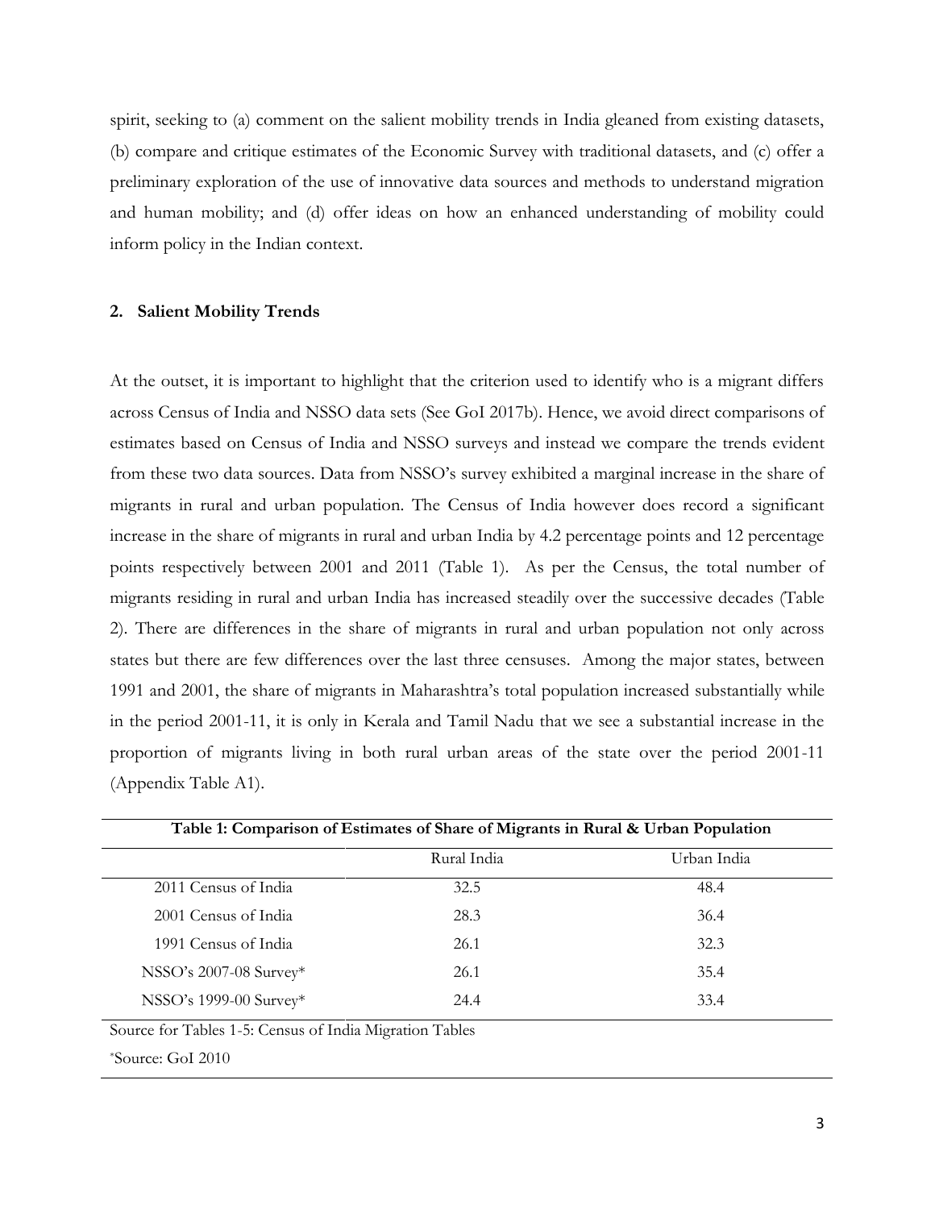spirit, seeking to (a) comment on the salient mobility trends in India gleaned from existing datasets, (b) compare and critique estimates of the Economic Survey with traditional datasets, and (c) offer a preliminary exploration of the use of innovative data sources and methods to understand migration and human mobility; and (d) offer ideas on how an enhanced understanding of mobility could inform policy in the Indian context.

## 2. Salient Mobility Trends

At the outset, it is important to highlight that the criterion used to identify who is a migrant differs across Census of India and NSSO data sets (See GoI 2017b). Hence, we avoid direct comparisons of estimates based on Census of India and NSSO surveys and instead we compare the trends evident from these two data sources. Data from NSSO's survey exhibited a marginal increase in the share of migrants in rural and urban population. The Census of India however does record a significant increase in the share of migrants in rural and urban India by 4.2 percentage points and 12 percentage points respectively between 2001 and 2011 (Table 1). As per the Census, the total number of migrants residing in rural and urban India has increased steadily over the successive decades (Table 2). There are differences in the share of migrants in rural and urban population not only across states but there are few differences over the last three censuses. Among the major states, between 1991 and 2001, the share of migrants in Maharashtra's total population increased substantially while in the period 2001-11, it is only in Kerala and Tamil Nadu that we see a substantial increase in the proportion of migrants living in both rural urban areas of the state over the period 2001-11 (Appendix Table A1).

**Table 1: Comparison of Estimates of Share of Migrants in Rural & Urban Population**

| | Rural India | Urban India |
|---|---|---|
| 2011 Census of India | 32.5 | 48.4 |
| 2001 Census of India | 28.3 | 36.4 |
| 1991 Census of India | 26.1 | 32.3 |
| NSSO's 2007-08 Survey* | 26.1 | 35.4 |
| NSSO's 1999-00 Survey* | 24.4 | 33.4 |

Source for Tables 1-5: Census of India Migration Tables

*Source: GoI 2010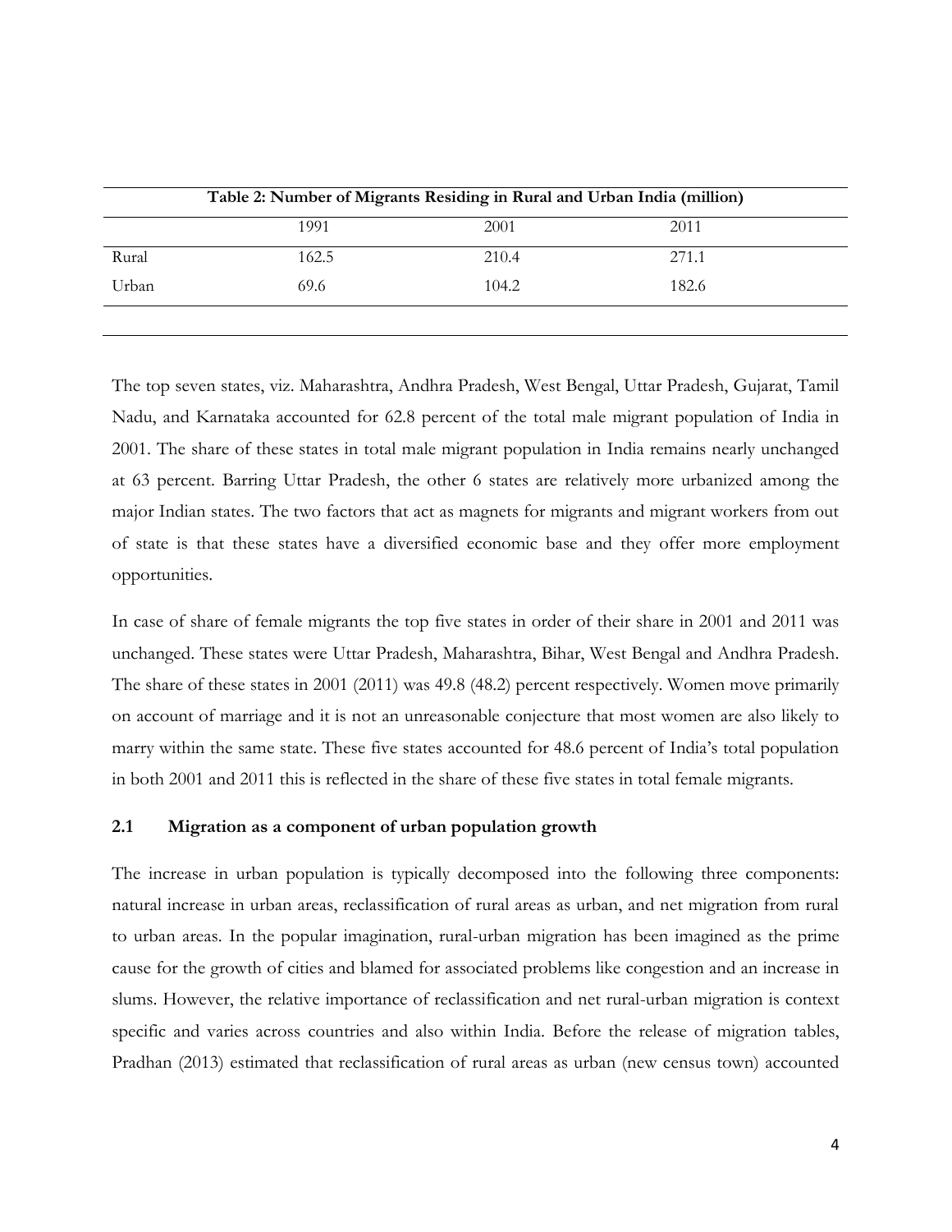**Table 2: Number of Migrants Residing in Rural and Urban India (million)**

| | 1991 | 2001 | 2011 |
|---|---|---|---|
| Rural | 162.5 | 210.4 | 271.1 |
| Urban | 69.6 | 104.2 | 182.6 |

The top seven states, viz. Maharashtra, Andhra Pradesh, West Bengal, Uttar Pradesh, Gujarat, Tamil Nadu, and Karnataka accounted for 62.8 percent of the total male migrant population of India in 2001. The share of these states in total male migrant population in India remains nearly unchanged at 63 percent. Barring Uttar Pradesh, the other 6 states are relatively more urbanized among the major Indian states. The two factors that act as magnets for migrants and migrant workers from out of state is that these states have a diversified economic base and they offer more employment opportunities.

In case of share of female migrants the top five states in order of their share in 2001 and 2011 was unchanged. These states were Uttar Pradesh, Maharashtra, Bihar, West Bengal and Andhra Pradesh. The share of these states in 2001 (2011) was 49.8 (48.2) percent respectively. Women move primarily on account of marriage and it is not an unreasonable conjecture that most women are also likely to marry within the same state. These five states accounted for 48.6 percent of India's total population in both 2001 and 2011 this is reflected in the share of these five states in total female migrants.

### 2.1 Migration as a component of urban population growth

The increase in urban population is typically decomposed into the following three components: natural increase in urban areas, reclassification of rural areas as urban, and net migration from rural to urban areas. In the popular imagination, rural-urban migration has been imagined as the prime cause for the growth of cities and blamed for associated problems like congestion and an increase in slums. However, the relative importance of reclassification and net rural-urban migration is context specific and varies across countries and also within India. Before the release of migration tables, Pradhan (2013) estimated that reclassification of rural areas as urban (new census town) accounted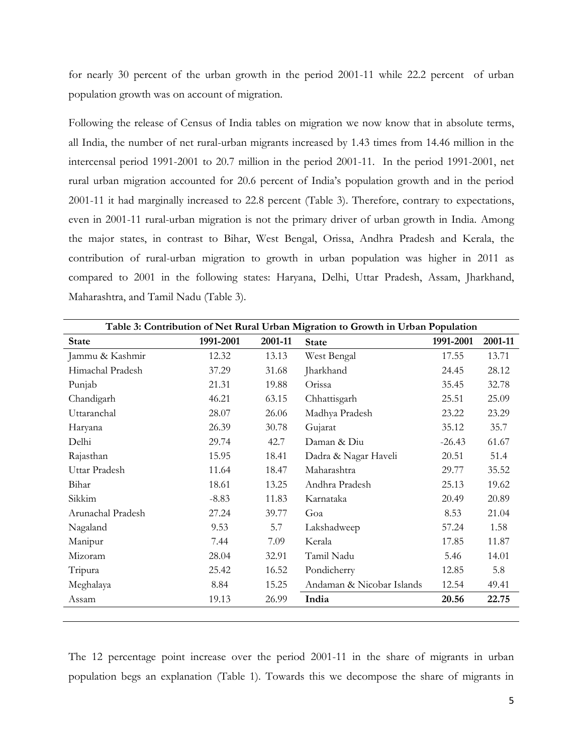for nearly 30 percent of the urban growth in the period 2001-11 while 22.2 percent of urban population growth was on account of migration.

Following the release of Census of India tables on migration we now know that in absolute terms, all India, the number of net rural-urban migrants increased by 1.43 times from 14.46 million in the intercensal period 1991-2001 to 20.7 million in the period 2001-11. In the period 1991-2001, net rural urban migration accounted for 20.6 percent of India's population growth and in the period 2001-11 it had marginally increased to 22.8 percent (Table 3). Therefore, contrary to expectations, even in 2001-11 rural-urban migration is not the primary driver of urban growth in India. Among the major states, in contrast to Bihar, West Bengal, Orissa, Andhra Pradesh and Kerala, the contribution of rural-urban migration to growth in urban population was higher in 2011 as compared to 2001 in the following states: Haryana, Delhi, Uttar Pradesh, Assam, Jharkhand, Maharashtra, and Tamil Nadu (Table 3).

**Table 3: Contribution of Net Rural Urban Migration to Growth in Urban Population**

| State | 1991-2001 | 2001-11 | State | 1991-2001 | 2001-11 |
|---|---|---|---|---|---|
| Jammu & Kashmir | 12.32 | 13.13 | West Bengal | 17.55 | 13.71 |
| Himachal Pradesh | 37.29 | 31.68 | Jharkhand | 24.45 | 28.12 |
| Punjab | 21.31 | 19.88 | Orissa | 35.45 | 32.78 |
| Chandigarh | 46.21 | 63.15 | Chhattisgarh | 25.51 | 25.09 |
| Uttaranchal | 28.07 | 26.06 | Madhya Pradesh | 23.22 | 23.29 |
| Haryana | 26.39 | 30.78 | Gujarat | 35.12 | 35.7 |
| Delhi | 29.74 | 42.7 | Daman & Diu | -26.43 | 61.67 |
| Rajasthan | 15.95 | 18.41 | Dadra & Nagar Haveli | 20.51 | 51.4 |
| Uttar Pradesh | 11.64 | 18.47 | Maharashtra | 29.77 | 35.52 |
| Bihar | 18.61 | 13.25 | Andhra Pradesh | 25.13 | 19.62 |
| Sikkim | -8.83 | 11.83 | Karnataka | 20.49 | 20.89 |
| Arunachal Pradesh | 27.24 | 39.77 | Goa | 8.53 | 21.04 |
| Nagaland | 9.53 | 5.7 | Lakshadweep | 57.24 | 1.58 |
| Manipur | 7.44 | 7.09 | Kerala | 17.85 | 11.87 |
| Mizoram | 28.04 | 32.91 | Tamil Nadu | 5.46 | 14.01 |
| Tripura | 25.42 | 16.52 | Pondicherry | 12.85 | 5.8 |
| Meghalaya | 8.84 | 15.25 | Andaman & Nicobar Islands | 12.54 | 49.41 |
| Assam | 19.13 | 26.99 | **India** | **20.56** | **22.75** |

The 12 percentage point increase over the period 2001-11 in the share of migrants in urban population begs an explanation (Table 1). Towards this we decompose the share of migrants in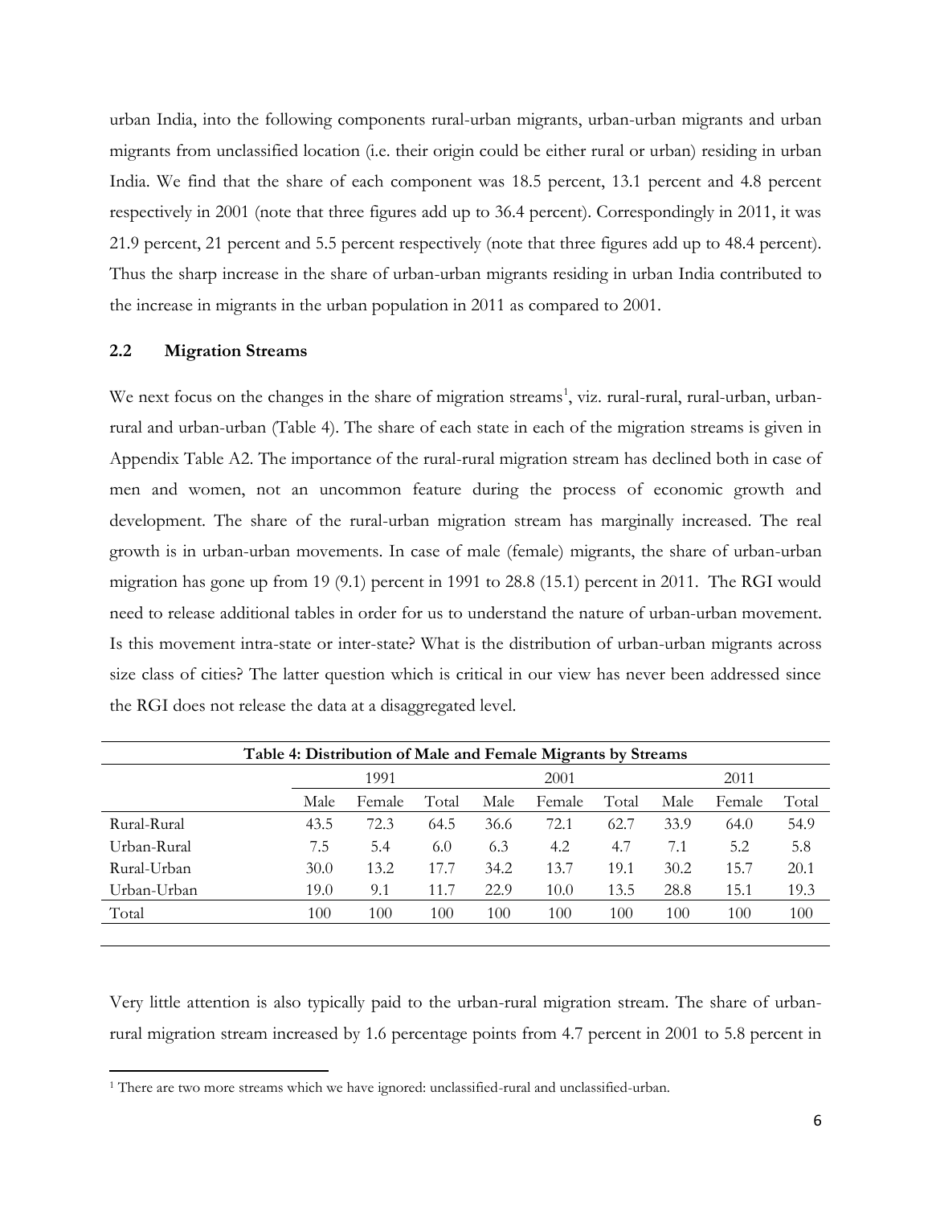urban India, into the following components rural-urban migrants, urban-urban migrants and urban migrants from unclassified location (i.e. their origin could be either rural or urban) residing in urban India. We find that the share of each component was 18.5 percent, 13.1 percent and 4.8 percent respectively in 2001 (note that three figures add up to 36.4 percent). Correspondingly in 2011, it was 21.9 percent, 21 percent and 5.5 percent respectively (note that three figures add up to 48.4 percent). Thus the sharp increase in the share of urban-urban migrants residing in urban India contributed to the increase in migrants in the urban population in 2011 as compared to 2001.

### 2.2 Migration Streams

We next focus on the changes in the share of migration streams[1], viz. rural-rural, rural-urban, urban-rural and urban-urban (Table 4). The share of each state in each of the migration streams is given in Appendix Table A2. The importance of the rural-rural migration stream has declined both in case of men and women, not an uncommon feature during the process of economic growth and development. The share of the rural-urban migration stream has marginally increased. The real growth is in urban-urban movements. In case of male (female) migrants, the share of urban-urban migration has gone up from 19 (9.1) percent in 1991 to 28.8 (15.1) percent in 2011. The RGI would need to release additional tables in order for us to understand the nature of urban-urban movement. Is this movement intra-state or inter-state? What is the distribution of urban-urban migrants across size class of cities? The latter question which is critical in our view has never been addressed since the RGI does not release the data at a disaggregated level.

**Table 4: Distribution of Male and Female Migrants by Streams**

| | 1991 | | | 2001 | | | 2011 | | |
|---|---|---|---|---|---|---|---|---|---|
| | Male | Female | Total | Male | Female | Total | Male | Female | Total |
| Rural-Rural | 43.5 | 72.3 | 64.5 | 36.6 | 72.1 | 62.7 | 33.9 | 64.0 | 54.9 |
| Urban-Rural | 7.5 | 5.4 | 6.0 | 6.3 | 4.2 | 4.7 | 7.1 | 5.2 | 5.8 |
| Rural-Urban | 30.0 | 13.2 | 17.7 | 34.2 | 13.7 | 19.1 | 30.2 | 15.7 | 20.1 |
| Urban-Urban | 19.0 | 9.1 | 11.7 | 22.9 | 10.0 | 13.5 | 28.8 | 15.1 | 19.3 |
| Total | 100 | 100 | 100 | 100 | 100 | 100 | 100 | 100 | 100 |

Very little attention is also typically paid to the urban-rural migration stream. The share of urban-rural migration stream increased by 1.6 percentage points from 4.7 percent in 2001 to 5.8 percent in

[1] There are two more streams which we have ignored: unclassified-rural and unclassified-urban.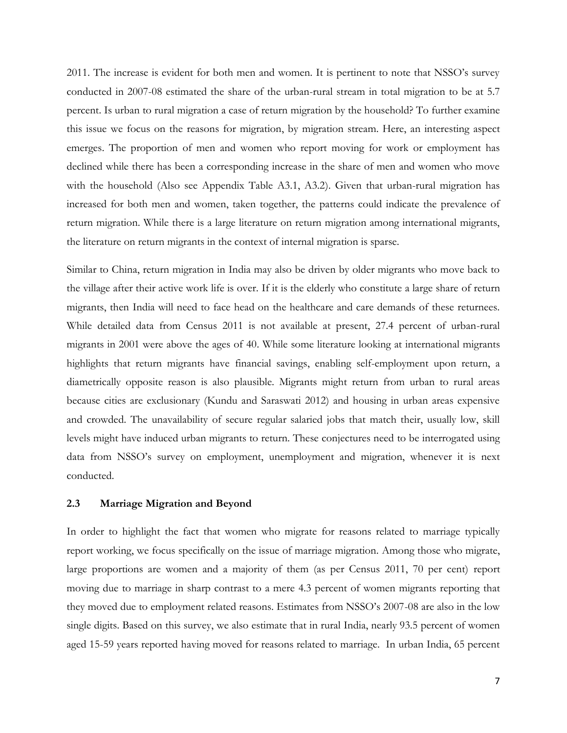2011. The increase is evident for both men and women. It is pertinent to note that NSSO's survey conducted in 2007-08 estimated the share of the urban-rural stream in total migration to be at 5.7 percent. Is urban to rural migration a case of return migration by the household? To further examine this issue we focus on the reasons for migration, by migration stream. Here, an interesting aspect emerges. The proportion of men and women who report moving for work or employment has declined while there has been a corresponding increase in the share of men and women who move with the household (Also see Appendix Table A3.1, A3.2). Given that urban-rural migration has increased for both men and women, taken together, the patterns could indicate the prevalence of return migration. While there is a large literature on return migration among international migrants, the literature on return migrants in the context of internal migration is sparse.

Similar to China, return migration in India may also be driven by older migrants who move back to the village after their active work life is over. If it is the elderly who constitute a large share of return migrants, then India will need to face head on the healthcare and care demands of these returnees. While detailed data from Census 2011 is not available at present, 27.4 percent of urban-rural migrants in 2001 were above the ages of 40. While some literature looking at international migrants highlights that return migrants have financial savings, enabling self-employment upon return, a diametrically opposite reason is also plausible. Migrants might return from urban to rural areas because cities are exclusionary (Kundu and Saraswati 2012) and housing in urban areas expensive and crowded. The unavailability of secure regular salaried jobs that match their, usually low, skill levels might have induced urban migrants to return. These conjectures need to be interrogated using data from NSSO's survey on employment, unemployment and migration, whenever it is next conducted.

### 2.3 Marriage Migration and Beyond

In order to highlight the fact that women who migrate for reasons related to marriage typically report working, we focus specifically on the issue of marriage migration. Among those who migrate, large proportions are women and a majority of them (as per Census 2011, 70 per cent) report moving due to marriage in sharp contrast to a mere 4.3 percent of women migrants reporting that they moved due to employment related reasons. Estimates from NSSO's 2007-08 are also in the low single digits. Based on this survey, we also estimate that in rural India, nearly 93.5 percent of women aged 15-59 years reported having moved for reasons related to marriage. In urban India, 65 percent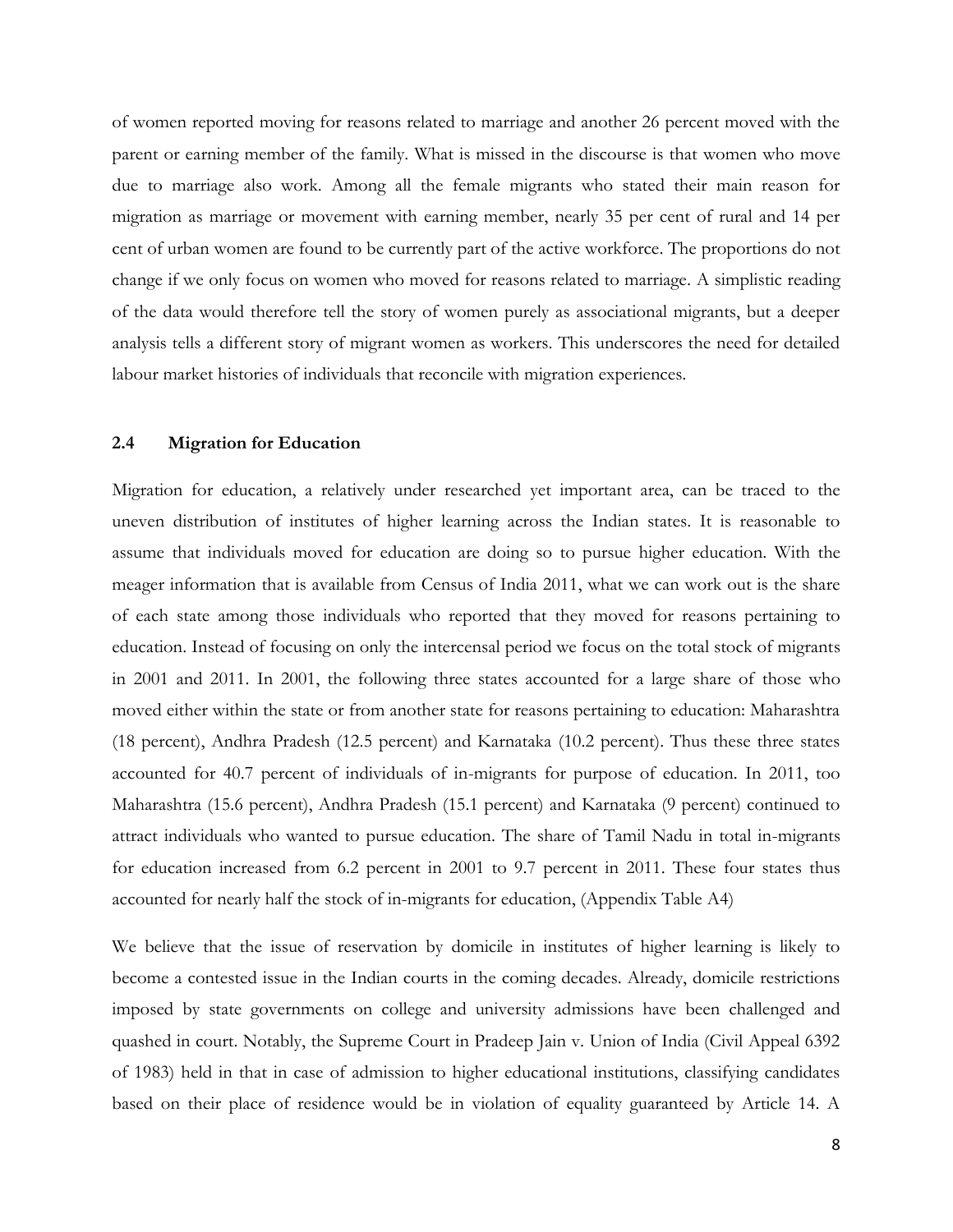of women reported moving for reasons related to marriage and another 26 percent moved with the parent or earning member of the family. What is missed in the discourse is that women who move due to marriage also work. Among all the female migrants who stated their main reason for migration as marriage or movement with earning member, nearly 35 per cent of rural and 14 per cent of urban women are found to be currently part of the active workforce. The proportions do not change if we only focus on women who moved for reasons related to marriage. A simplistic reading of the data would therefore tell the story of women purely as associational migrants, but a deeper analysis tells a different story of migrant women as workers. This underscores the need for detailed labour market histories of individuals that reconcile with migration experiences.

### 2.4 Migration for Education

Migration for education, a relatively under researched yet important area, can be traced to the uneven distribution of institutes of higher learning across the Indian states. It is reasonable to assume that individuals moved for education are doing so to pursue higher education. With the meager information that is available from Census of India 2011, what we can work out is the share of each state among those individuals who reported that they moved for reasons pertaining to education. Instead of focusing on only the intercensal period we focus on the total stock of migrants in 2001 and 2011. In 2001, the following three states accounted for a large share of those who moved either within the state or from another state for reasons pertaining to education: Maharashtra (18 percent), Andhra Pradesh (12.5 percent) and Karnataka (10.2 percent). Thus these three states accounted for 40.7 percent of individuals of in-migrants for purpose of education. In 2011, too Maharashtra (15.6 percent), Andhra Pradesh (15.1 percent) and Karnataka (9 percent) continued to attract individuals who wanted to pursue education. The share of Tamil Nadu in total in-migrants for education increased from 6.2 percent in 2001 to 9.7 percent in 2011. These four states thus accounted for nearly half the stock of in-migrants for education, (Appendix Table A4)

We believe that the issue of reservation by domicile in institutes of higher learning is likely to become a contested issue in the Indian courts in the coming decades. Already, domicile restrictions imposed by state governments on college and university admissions have been challenged and quashed in court. Notably, the Supreme Court in Pradeep Jain v. Union of India (Civil Appeal 6392 of 1983) held in that in case of admission to higher educational institutions, classifying candidates based on their place of residence would be in violation of equality guaranteed by Article 14. A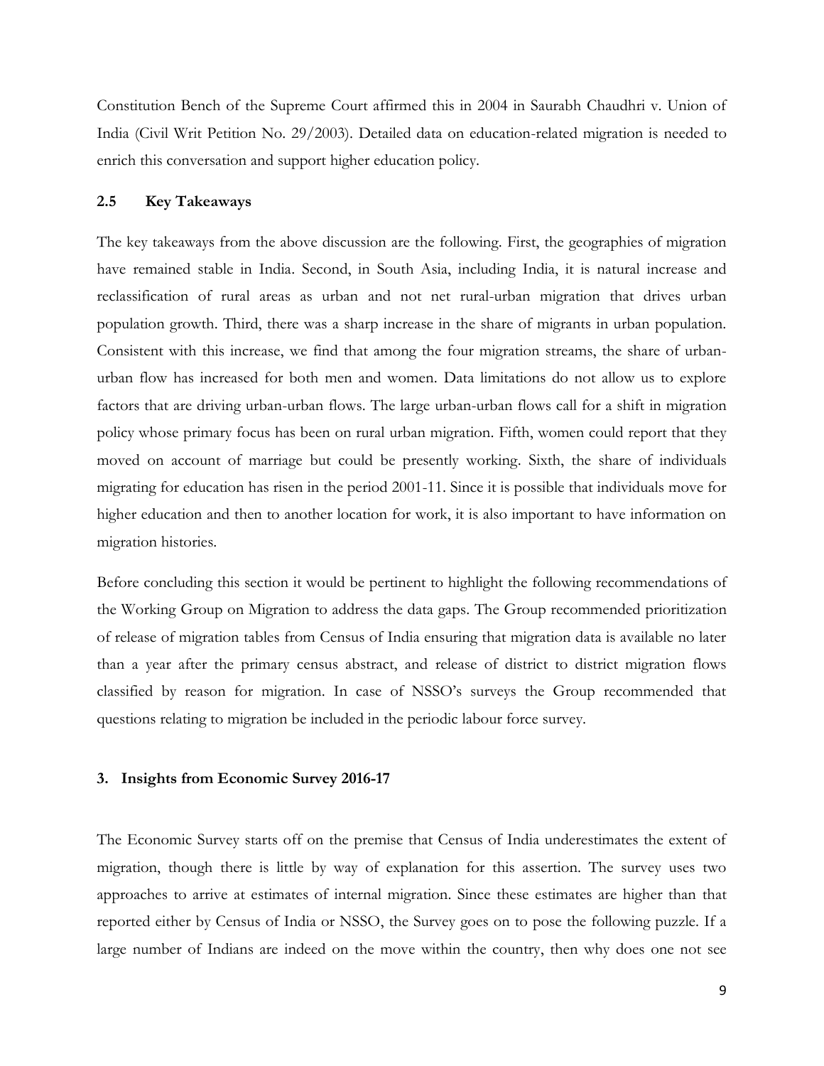Constitution Bench of the Supreme Court affirmed this in 2004 in Saurabh Chaudhri v. Union of India (Civil Writ Petition No. 29/2003). Detailed data on education-related migration is needed to enrich this conversation and support higher education policy.

### 2.5 Key Takeaways

The key takeaways from the above discussion are the following. First, the geographies of migration have remained stable in India. Second, in South Asia, including India, it is natural increase and reclassification of rural areas as urban and not net rural-urban migration that drives urban population growth. Third, there was a sharp increase in the share of migrants in urban population. Consistent with this increase, we find that among the four migration streams, the share of urban-urban flow has increased for both men and women. Data limitations do not allow us to explore factors that are driving urban-urban flows. The large urban-urban flows call for a shift in migration policy whose primary focus has been on rural urban migration. Fifth, women could report that they moved on account of marriage but could be presently working. Sixth, the share of individuals migrating for education has risen in the period 2001-11. Since it is possible that individuals move for higher education and then to another location for work, it is also important to have information on migration histories.

Before concluding this section it would be pertinent to highlight the following recommendations of the Working Group on Migration to address the data gaps. The Group recommended prioritization of release of migration tables from Census of India ensuring that migration data is available no later than a year after the primary census abstract, and release of district to district migration flows classified by reason for migration. In case of NSSO's surveys the Group recommended that questions relating to migration be included in the periodic labour force survey.

## 3. Insights from Economic Survey 2016-17

The Economic Survey starts off on the premise that Census of India underestimates the extent of migration, though there is little by way of explanation for this assertion. The survey uses two approaches to arrive at estimates of internal migration. Since these estimates are higher than that reported either by Census of India or NSSO, the Survey goes on to pose the following puzzle. If a large number of Indians are indeed on the move within the country, then why does one not see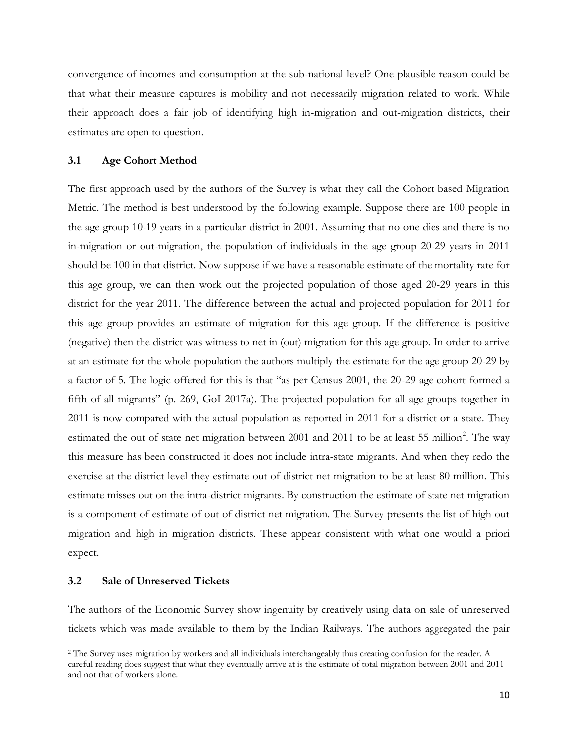convergence of incomes and consumption at the sub-national level? One plausible reason could be that what their measure captures is mobility and not necessarily migration related to work. While their approach does a fair job of identifying high in-migration and out-migration districts, their estimates are open to question.

### 3.1 Age Cohort Method

The first approach used by the authors of the Survey is what they call the Cohort based Migration Metric. The method is best understood by the following example. Suppose there are 100 people in the age group 10-19 years in a particular district in 2001. Assuming that no one dies and there is no in-migration or out-migration, the population of individuals in the age group 20-29 years in 2011 should be 100 in that district. Now suppose if we have a reasonable estimate of the mortality rate for this age group, we can then work out the projected population of those aged 20-29 years in this district for the year 2011. The difference between the actual and projected population for 2011 for this age group provides an estimate of migration for this age group. If the difference is positive (negative) then the district was witness to net in (out) migration for this age group. In order to arrive at an estimate for the whole population the authors multiply the estimate for the age group 20-29 by a factor of 5. The logic offered for this is that "as per Census 2001, the 20-29 age cohort formed a fifth of all migrants" (p. 269, GoI 2017a). The projected population for all age groups together in 2011 is now compared with the actual population as reported in 2011 for a district or a state. They estimated the out of state net migration between 2001 and 2011 to be at least 55 million[2]. The way this measure has been constructed it does not include intra-state migrants. And when they redo the exercise at the district level they estimate out of district net migration to be at least 80 million. This estimate misses out on the intra-district migrants. By construction the estimate of state net migration is a component of estimate of out of district net migration. The Survey presents the list of high out migration and high in migration districts. These appear consistent with what one would a priori expect.

### 3.2 Sale of Unreserved Tickets

The authors of the Economic Survey show ingenuity by creatively using data on sale of unreserved tickets which was made available to them by the Indian Railways. The authors aggregated the pair

[2] The Survey uses migration by workers and all individuals interchangeably thus creating confusion for the reader. A careful reading does suggest that what they eventually arrive at is the estimate of total migration between 2001 and 2011 and not that of workers alone.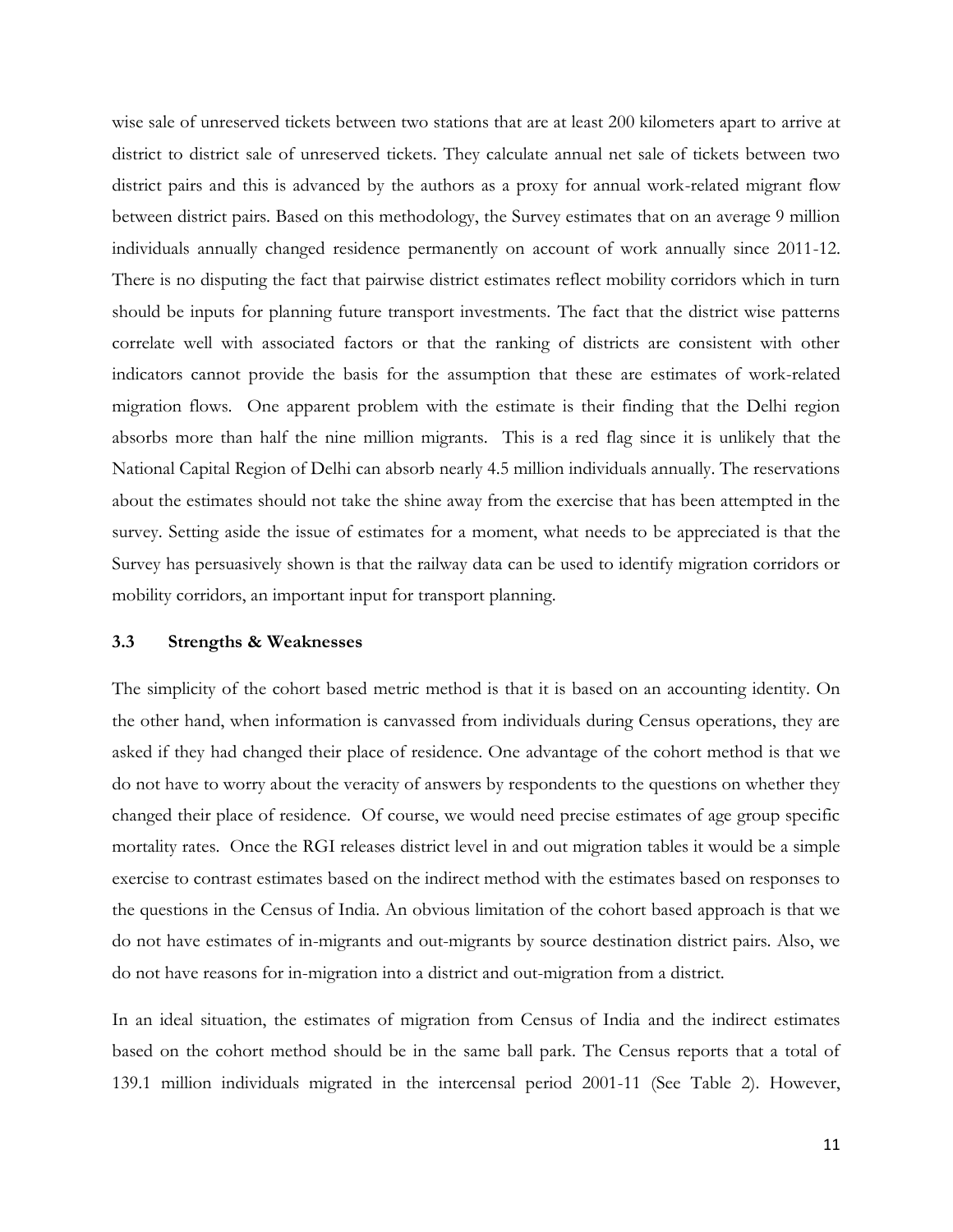wise sale of unreserved tickets between two stations that are at least 200 kilometers apart to arrive at district to district sale of unreserved tickets. They calculate annual net sale of tickets between two district pairs and this is advanced by the authors as a proxy for annual work-related migrant flow between district pairs. Based on this methodology, the Survey estimates that on an average 9 million individuals annually changed residence permanently on account of work annually since 2011-12. There is no disputing the fact that pairwise district estimates reflect mobility corridors which in turn should be inputs for planning future transport investments. The fact that the district wise patterns correlate well with associated factors or that the ranking of districts are consistent with other indicators cannot provide the basis for the assumption that these are estimates of work-related migration flows. One apparent problem with the estimate is their finding that the Delhi region absorbs more than half the nine million migrants. This is a red flag since it is unlikely that the National Capital Region of Delhi can absorb nearly 4.5 million individuals annually. The reservations about the estimates should not take the shine away from the exercise that has been attempted in the survey. Setting aside the issue of estimates for a moment, what needs to be appreciated is that the Survey has persuasively shown is that the railway data can be used to identify migration corridors or mobility corridors, an important input for transport planning.

### 3.3 Strengths & Weaknesses

The simplicity of the cohort based metric method is that it is based on an accounting identity. On the other hand, when information is canvassed from individuals during Census operations, they are asked if they had changed their place of residence. One advantage of the cohort method is that we do not have to worry about the veracity of answers by respondents to the questions on whether they changed their place of residence. Of course, we would need precise estimates of age group specific mortality rates. Once the RGI releases district level in and out migration tables it would be a simple exercise to contrast estimates based on the indirect method with the estimates based on responses to the questions in the Census of India. An obvious limitation of the cohort based approach is that we do not have estimates of in-migrants and out-migrants by source destination district pairs. Also, we do not have reasons for in-migration into a district and out-migration from a district.

In an ideal situation, the estimates of migration from Census of India and the indirect estimates based on the cohort method should be in the same ball park. The Census reports that a total of 139.1 million individuals migrated in the intercensal period 2001-11 (See Table 2). However,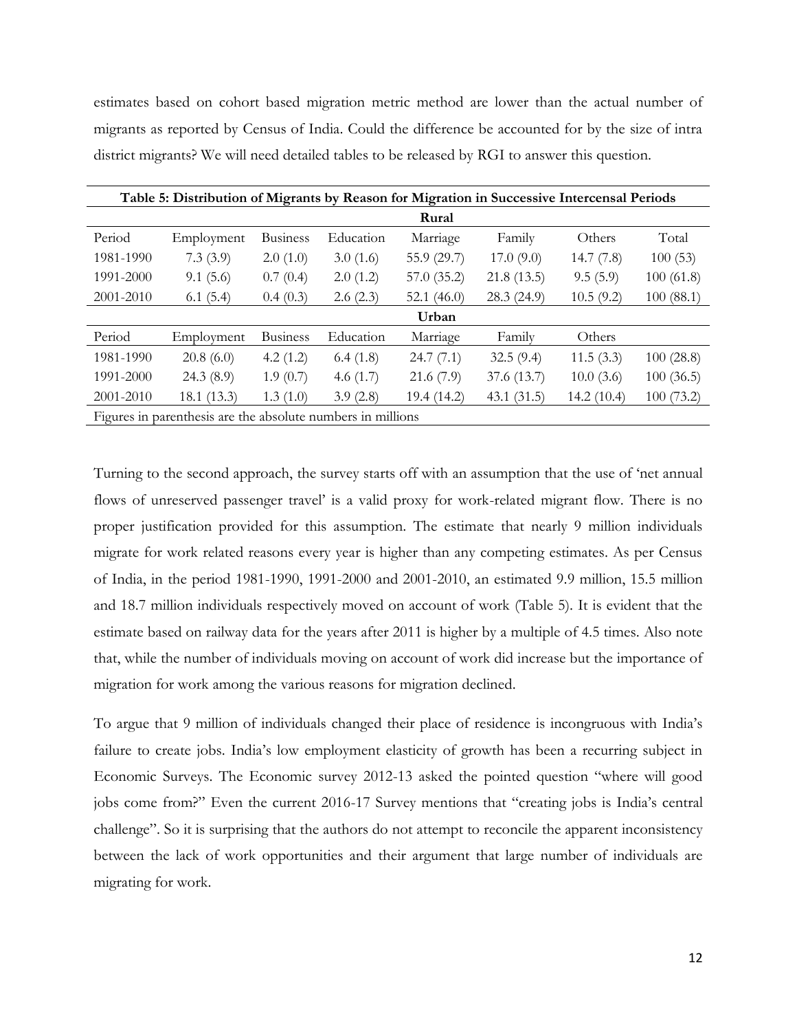estimates based on cohort based migration metric method are lower than the actual number of migrants as reported by Census of India. Could the difference be accounted for by the size of intra district migrants? We will need detailed tables to be released by RGI to answer this question.

**Table 5: Distribution of Migrants by Reason for Migration in Successive Intercensal Periods**

| | | | | Rural | | | |
|---|---|---|---|---|---|---|---|
| Period | Employment | Business | Education | Marriage | Family | Others | Total |
| 1981-1990 | 7.3 (3.9) | 2.0 (1.0) | 3.0 (1.6) | 55.9 (29.7) | 17.0 (9.0) | 14.7 (7.8) | 100 (53) |
| 1991-2000 | 9.1 (5.6) | 0.7 (0.4) | 2.0 (1.2) | 57.0 (35.2) | 21.8 (13.5) | 9.5 (5.9) | 100 (61.8) |
| 2001-2010 | 6.1 (5.4) | 0.4 (0.3) | 2.6 (2.3) | 52.1 (46.0) | 28.3 (24.9) | 10.5 (9.2) | 100 (88.1) |
| | | | | **Urban** | | | |
| Period | Employment | Business | Education | Marriage | Family | Others | |
| 1981-1990 | 20.8 (6.0) | 4.2 (1.2) | 6.4 (1.8) | 24.7 (7.1) | 32.5 (9.4) | 11.5 (3.3) | 100 (28.8) |
| 1991-2000 | 24.3 (8.9) | 1.9 (0.7) | 4.6 (1.7) | 21.6 (7.9) | 37.6 (13.7) | 10.0 (3.6) | 100 (36.5) |
| 2001-2010 | 18.1 (13.3) | 1.3 (1.0) | 3.9 (2.8) | 19.4 (14.2) | 43.1 (31.5) | 14.2 (10.4) | 100 (73.2) |

Figures in parenthesis are the absolute numbers in millions

Turning to the second approach, the survey starts off with an assumption that the use of 'net annual flows of unreserved passenger travel' is a valid proxy for work-related migrant flow. There is no proper justification provided for this assumption. The estimate that nearly 9 million individuals migrate for work related reasons every year is higher than any competing estimates. As per Census of India, in the period 1981-1990, 1991-2000 and 2001-2010, an estimated 9.9 million, 15.5 million and 18.7 million individuals respectively moved on account of work (Table 5). It is evident that the estimate based on railway data for the years after 2011 is higher by a multiple of 4.5 times. Also note that, while the number of individuals moving on account of work did increase but the importance of migration for work among the various reasons for migration declined.

To argue that 9 million of individuals changed their place of residence is incongruous with India's failure to create jobs. India's low employment elasticity of growth has been a recurring subject in Economic Surveys. The Economic survey 2012-13 asked the pointed question "where will good jobs come from?" Even the current 2016-17 Survey mentions that "creating jobs is India's central challenge". So it is surprising that the authors do not attempt to reconcile the apparent inconsistency between the lack of work opportunities and their argument that large number of individuals are migrating for work.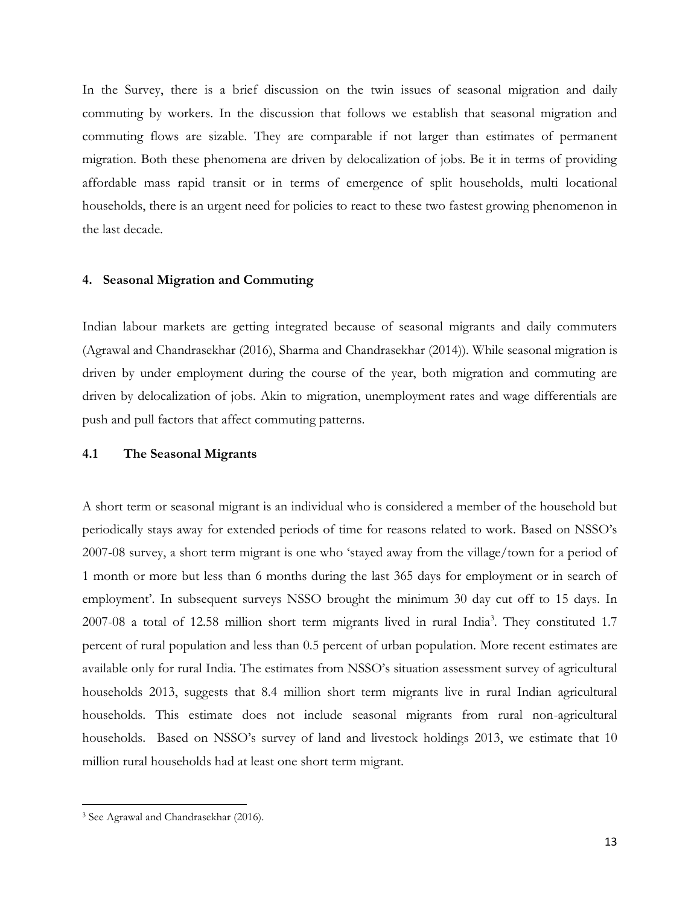In the Survey, there is a brief discussion on the twin issues of seasonal migration and daily commuting by workers. In the discussion that follows we establish that seasonal migration and commuting flows are sizable. They are comparable if not larger than estimates of permanent migration. Both these phenomena are driven by delocalization of jobs. Be it in terms of providing affordable mass rapid transit or in terms of emergence of split households, multi locational households, there is an urgent need for policies to react to these two fastest growing phenomenon in the last decade.

## 4. Seasonal Migration and Commuting

Indian labour markets are getting integrated because of seasonal migrants and daily commuters (Agrawal and Chandrasekhar (2016), Sharma and Chandrasekhar (2014)). While seasonal migration is driven by under employment during the course of the year, both migration and commuting are driven by delocalization of jobs. Akin to migration, unemployment rates and wage differentials are push and pull factors that affect commuting patterns.

### 4.1 The Seasonal Migrants

A short term or seasonal migrant is an individual who is considered a member of the household but periodically stays away for extended periods of time for reasons related to work. Based on NSSO's 2007-08 survey, a short term migrant is one who 'stayed away from the village/town for a period of 1 month or more but less than 6 months during the last 365 days for employment or in search of employment'. In subsequent surveys NSSO brought the minimum 30 day cut off to 15 days. In 2007-08 a total of 12.58 million short term migrants lived in rural India[3]. They constituted 1.7 percent of rural population and less than 0.5 percent of urban population. More recent estimates are available only for rural India. The estimates from NSSO's situation assessment survey of agricultural households 2013, suggests that 8.4 million short term migrants live in rural Indian agricultural households. This estimate does not include seasonal migrants from rural non-agricultural households. Based on NSSO's survey of land and livestock holdings 2013, we estimate that 10 million rural households had at least one short term migrant.

[3] See Agrawal and Chandrasekhar (2016).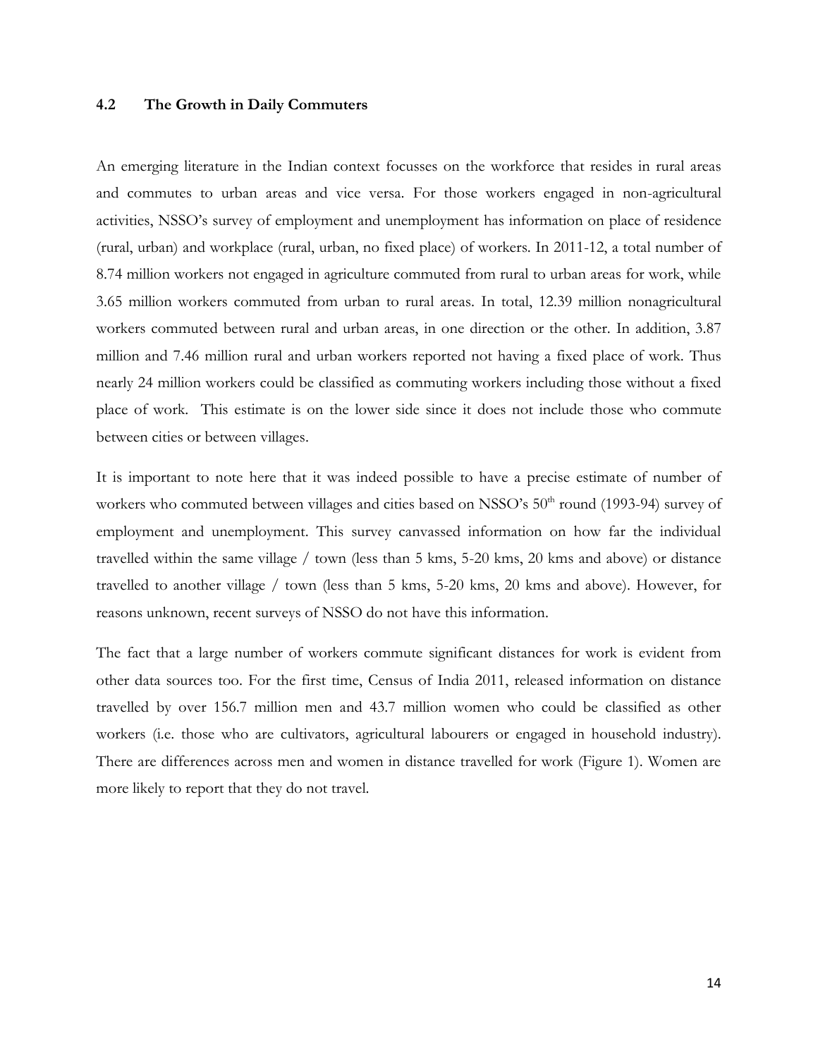### 4.2 The Growth in Daily Commuters

An emerging literature in the Indian context focusses on the workforce that resides in rural areas and commutes to urban areas and vice versa. For those workers engaged in non-agricultural activities, NSSO's survey of employment and unemployment has information on place of residence (rural, urban) and workplace (rural, urban, no fixed place) of workers. In 2011-12, a total number of 8.74 million workers not engaged in agriculture commuted from rural to urban areas for work, while 3.65 million workers commuted from urban to rural areas. In total, 12.39 million nonagricultural workers commuted between rural and urban areas, in one direction or the other. In addition, 3.87 million and 7.46 million rural and urban workers reported not having a fixed place of work. Thus nearly 24 million workers could be classified as commuting workers including those without a fixed place of work. This estimate is on the lower side since it does not include those who commute between cities or between villages.

It is important to note here that it was indeed possible to have a precise estimate of number of workers who commuted between villages and cities based on NSSO's 50th round (1993-94) survey of employment and unemployment. This survey canvassed information on how far the individual travelled within the same village / town (less than 5 kms, 5-20 kms, 20 kms and above) or distance travelled to another village / town (less than 5 kms, 5-20 kms, 20 kms and above). However, for reasons unknown, recent surveys of NSSO do not have this information.

The fact that a large number of workers commute significant distances for work is evident from other data sources too. For the first time, Census of India 2011, released information on distance travelled by over 156.7 million men and 43.7 million women who could be classified as other workers (i.e. those who are cultivators, agricultural labourers or engaged in household industry). There are differences across men and women in distance travelled for work (Figure 1). Women are more likely to report that they do not travel.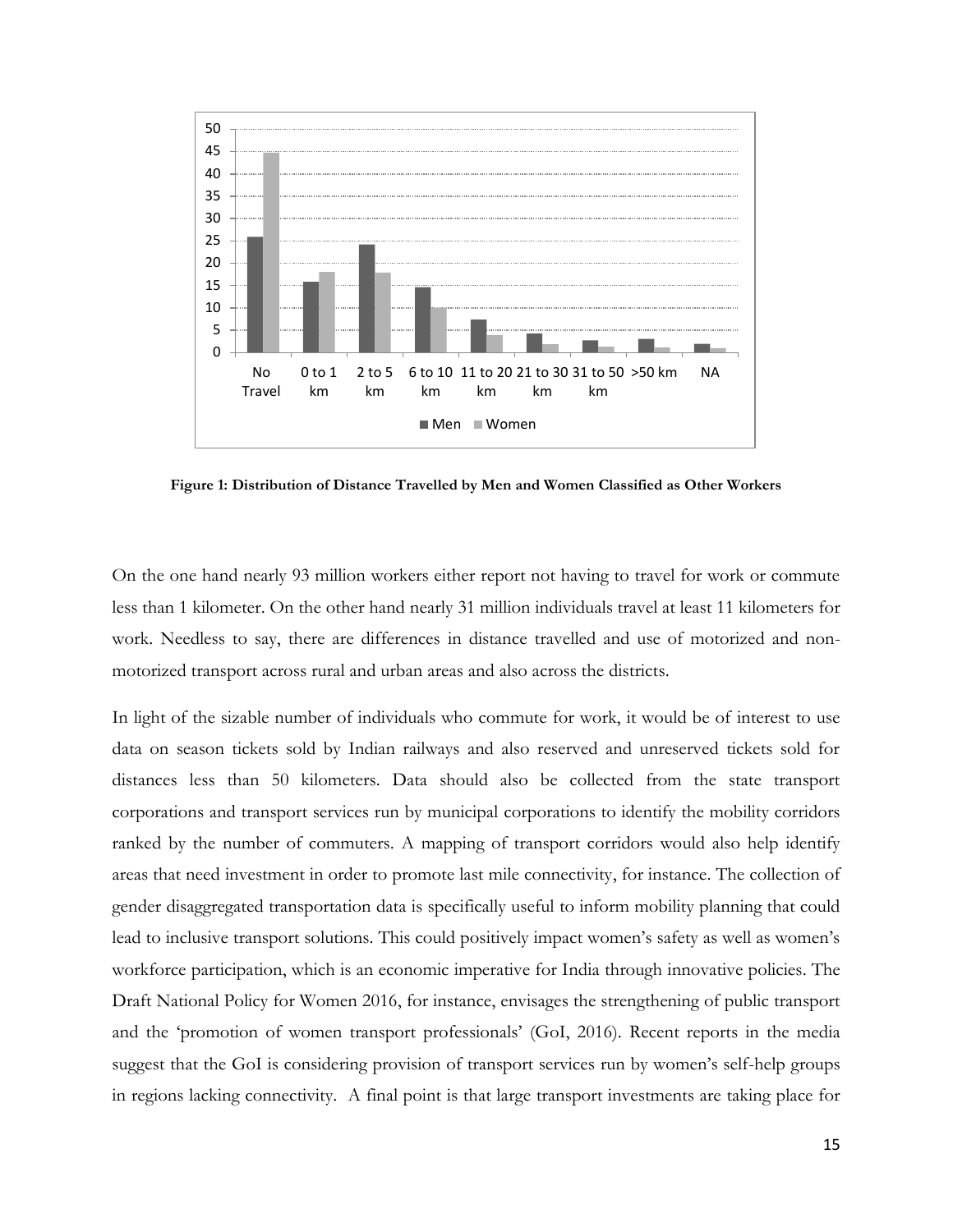**Figure 1: Distribution of Distance Travelled by Men and Women Classified as Other Workers**

On the one hand nearly 93 million workers either report not having to travel for work or commute less than 1 kilometer. On the other hand nearly 31 million individuals travel at least 11 kilometers for work. Needless to say, there are differences in distance travelled and use of motorized and non-motorized transport across rural and urban areas and also across the districts.

In light of the sizable number of individuals who commute for work, it would be of interest to use data on season tickets sold by Indian railways and also reserved and unreserved tickets sold for distances less than 50 kilometers. Data should also be collected from the state transport corporations and transport services run by municipal corporations to identify the mobility corridors ranked by the number of commuters. A mapping of transport corridors would also help identify areas that need investment in order to promote last mile connectivity, for instance. The collection of gender disaggregated transportation data is specifically useful to inform mobility planning that could lead to inclusive transport solutions. This could positively impact women's safety as well as women's workforce participation, which is an economic imperative for India through innovative policies. The Draft National Policy for Women 2016, for instance, envisages the strengthening of public transport and the 'promotion of women transport professionals' (GoI, 2016). Recent reports in the media suggest that the GoI is considering provision of transport services run by women's self-help groups in regions lacking connectivity. A final point is that large transport investments are taking place for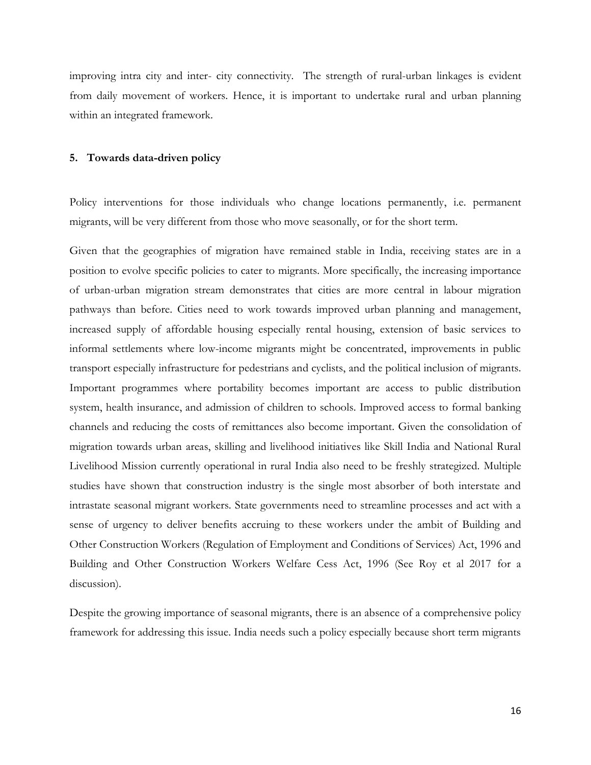improving intra city and inter- city connectivity. The strength of rural-urban linkages is evident from daily movement of workers. Hence, it is important to undertake rural and urban planning within an integrated framework.

## 5. Towards data-driven policy

Policy interventions for those individuals who change locations permanently, i.e. permanent migrants, will be very different from those who move seasonally, or for the short term.

Given that the geographies of migration have remained stable in India, receiving states are in a position to evolve specific policies to cater to migrants. More specifically, the increasing importance of urban-urban migration stream demonstrates that cities are more central in labour migration pathways than before. Cities need to work towards improved urban planning and management, increased supply of affordable housing especially rental housing, extension of basic services to informal settlements where low-income migrants might be concentrated, improvements in public transport especially infrastructure for pedestrians and cyclists, and the political inclusion of migrants. Important programmes where portability becomes important are access to public distribution system, health insurance, and admission of children to schools. Improved access to formal banking channels and reducing the costs of remittances also become important. Given the consolidation of migration towards urban areas, skilling and livelihood initiatives like Skill India and National Rural Livelihood Mission currently operational in rural India also need to be freshly strategized. Multiple studies have shown that construction industry is the single most absorber of both interstate and intrastate seasonal migrant workers. State governments need to streamline processes and act with a sense of urgency to deliver benefits accruing to these workers under the ambit of Building and Other Construction Workers (Regulation of Employment and Conditions of Services) Act, 1996 and Building and Other Construction Workers Welfare Cess Act, 1996 (See Roy et al 2017 for a discussion).

Despite the growing importance of seasonal migrants, there is an absence of a comprehensive policy framework for addressing this issue. India needs such a policy especially because short term migrants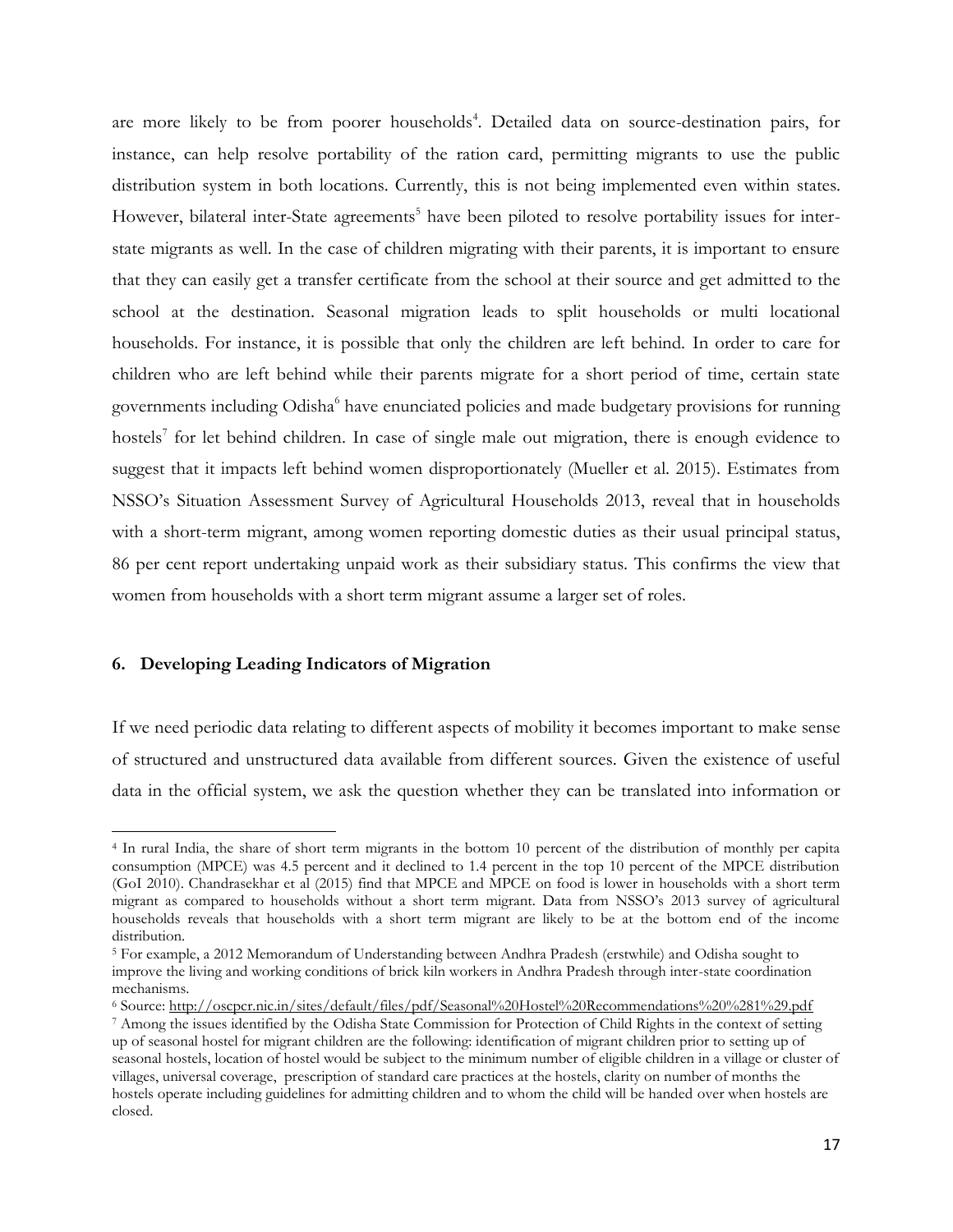are more likely to be from poorer households[4]. Detailed data on source-destination pairs, for instance, can help resolve portability of the ration card, permitting migrants to use the public distribution system in both locations. Currently, this is not being implemented even within states. However, bilateral inter-State agreements[5] have been piloted to resolve portability issues for inter-state migrants as well. In the case of children migrating with their parents, it is important to ensure that they can easily get a transfer certificate from the school at their source and get admitted to the school at the destination. Seasonal migration leads to split households or multi locational households. For instance, it is possible that only the children are left behind. In order to care for children who are left behind while their parents migrate for a short period of time, certain state governments including Odisha[6] have enunciated policies and made budgetary provisions for running hostels[7] for let behind children. In case of single male out migration, there is enough evidence to suggest that it impacts left behind women disproportionately (Mueller et al. 2015). Estimates from NSSO's Situation Assessment Survey of Agricultural Households 2013, reveal that in households with a short-term migrant, among women reporting domestic duties as their usual principal status, 86 per cent report undertaking unpaid work as their subsidiary status. This confirms the view that women from households with a short term migrant assume a larger set of roles.

### 6. Developing Leading Indicators of Migration

If we need periodic data relating to different aspects of mobility it becomes important to make sense of structured and unstructured data available from different sources. Given the existence of useful data in the official system, we ask the question whether they can be translated into information or

---

[4] In rural India, the share of short term migrants in the bottom 10 percent of the distribution of monthly per capita consumption (MPCE) was 4.5 percent and it declined to 1.4 percent in the top 10 percent of the MPCE distribution (GoI 2010). Chandrasekhar et al (2015) find that MPCE and MPCE on food is lower in households with a short term migrant as compared to households without a short term migrant. Data from NSSO's 2013 survey of agricultural households reveals that households with a short term migrant are likely to be at the bottom end of the income distribution.

[5] For example, a 2012 Memorandum of Understanding between Andhra Pradesh (erstwhile) and Odisha sought to improve the living and working conditions of brick kiln workers in Andhra Pradesh through inter-state coordination mechanisms.

[6] Source: http://oscpcr.nic.in/sites/default/files/pdf/Seasonal%20Hostel%20Recommendations%20%281%29.pdf

[7] Among the issues identified by the Odisha State Commission for Protection of Child Rights in the context of setting up of seasonal hostel for migrant children are the following: identification of migrant children prior to setting up of seasonal hostels, location of hostel would be subject to the minimum number of eligible children in a village or cluster of villages, universal coverage, prescription of standard care practices at the hostels, clarity on number of months the hostels operate including guidelines for admitting children and to whom the child will be handed over when hostels are closed.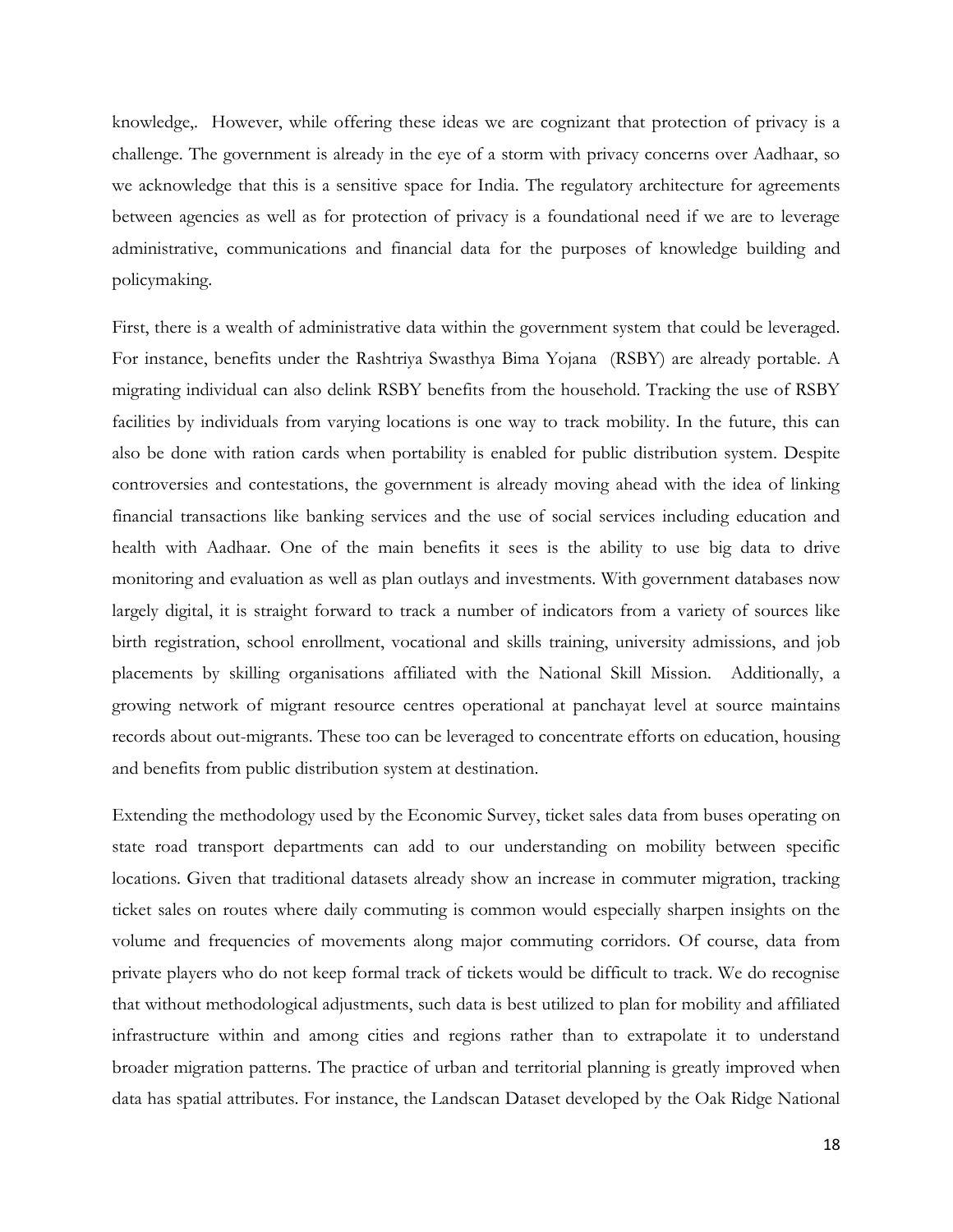knowledge,. However, while offering these ideas we are cognizant that protection of privacy is a challenge. The government is already in the eye of a storm with privacy concerns over Aadhaar, so we acknowledge that this is a sensitive space for India. The regulatory architecture for agreements between agencies as well as for protection of privacy is a foundational need if we are to leverage administrative, communications and financial data for the purposes of knowledge building and policymaking.

First, there is a wealth of administrative data within the government system that could be leveraged. For instance, benefits under the Rashtriya Swasthya Bima Yojana (RSBY) are already portable. A migrating individual can also delink RSBY benefits from the household. Tracking the use of RSBY facilities by individuals from varying locations is one way to track mobility. In the future, this can also be done with ration cards when portability is enabled for public distribution system. Despite controversies and contestations, the government is already moving ahead with the idea of linking financial transactions like banking services and the use of social services including education and health with Aadhaar. One of the main benefits it sees is the ability to use big data to drive monitoring and evaluation as well as plan outlays and investments. With government databases now largely digital, it is straight forward to track a number of indicators from a variety of sources like birth registration, school enrollment, vocational and skills training, university admissions, and job placements by skilling organisations affiliated with the National Skill Mission. Additionally, a growing network of migrant resource centres operational at panchayat level at source maintains records about out-migrants. These too can be leveraged to concentrate efforts on education, housing and benefits from public distribution system at destination.

Extending the methodology used by the Economic Survey, ticket sales data from buses operating on state road transport departments can add to our understanding on mobility between specific locations. Given that traditional datasets already show an increase in commuter migration, tracking ticket sales on routes where daily commuting is common would especially sharpen insights on the volume and frequencies of movements along major commuting corridors. Of course, data from private players who do not keep formal track of tickets would be difficult to track. We do recognise that without methodological adjustments, such data is best utilized to plan for mobility and affiliated infrastructure within and among cities and regions rather than to extrapolate it to understand broader migration patterns. The practice of urban and territorial planning is greatly improved when data has spatial attributes. For instance, the Landscan Dataset developed by the Oak Ridge National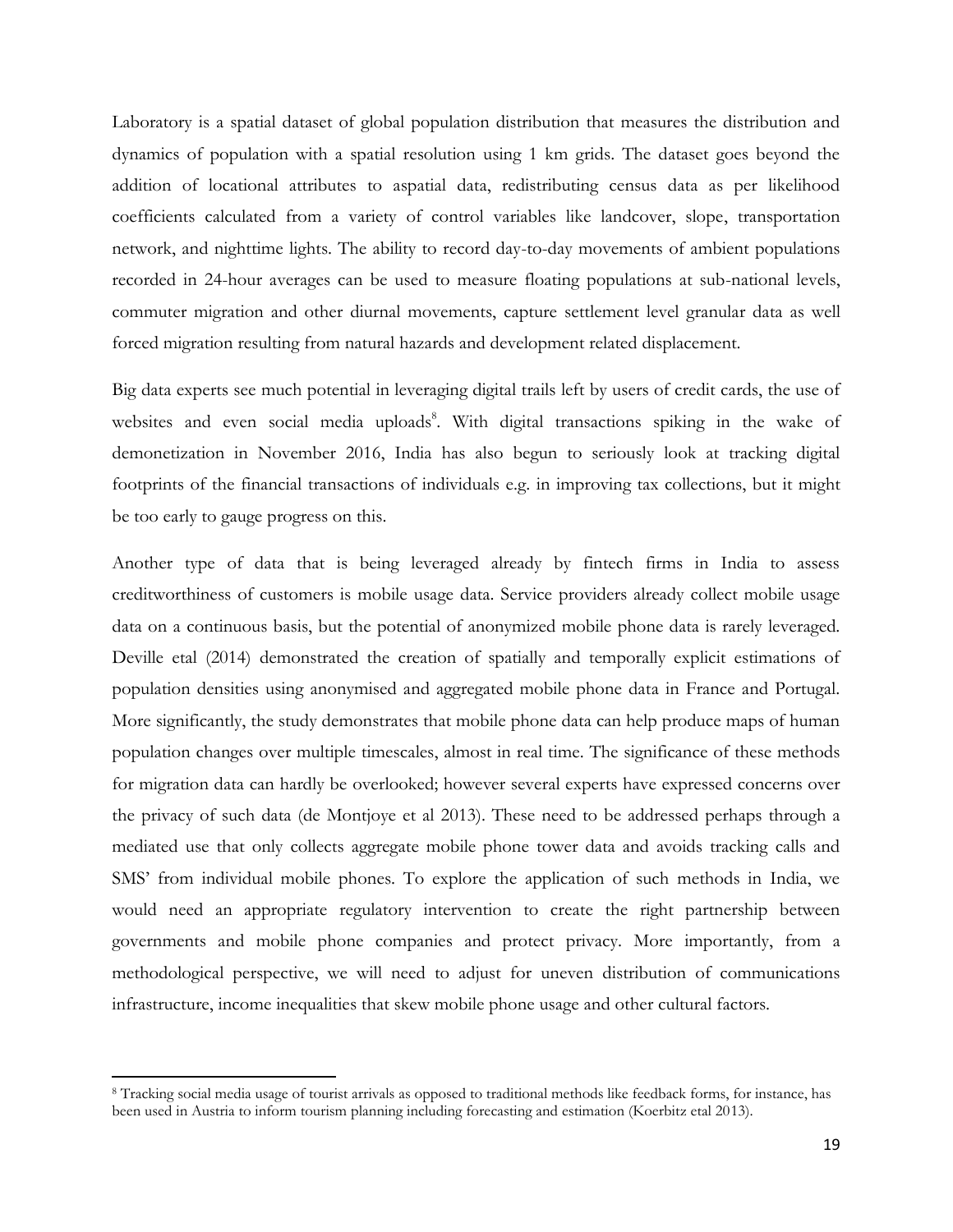Laboratory is a spatial dataset of global population distribution that measures the distribution and dynamics of population with a spatial resolution using 1 km grids. The dataset goes beyond the addition of locational attributes to aspatial data, redistributing census data as per likelihood coefficients calculated from a variety of control variables like landcover, slope, transportation network, and nighttime lights. The ability to record day-to-day movements of ambient populations recorded in 24-hour averages can be used to measure floating populations at sub-national levels, commuter migration and other diurnal movements, capture settlement level granular data as well forced migration resulting from natural hazards and development related displacement.

Big data experts see much potential in leveraging digital trails left by users of credit cards, the use of websites and even social media uploads[8]. With digital transactions spiking in the wake of demonetization in November 2016, India has also begun to seriously look at tracking digital footprints of the financial transactions of individuals e.g. in improving tax collections, but it might be too early to gauge progress on this.

Another type of data that is being leveraged already by fintech firms in India to assess creditworthiness of customers is mobile usage data. Service providers already collect mobile usage data on a continuous basis, but the potential of anonymized mobile phone data is rarely leveraged. Deville etal (2014) demonstrated the creation of spatially and temporally explicit estimations of population densities using anonymised and aggregated mobile phone data in France and Portugal. More significantly, the study demonstrates that mobile phone data can help produce maps of human population changes over multiple timescales, almost in real time. The significance of these methods for migration data can hardly be overlooked; however several experts have expressed concerns over the privacy of such data (de Montjoye et al 2013). These need to be addressed perhaps through a mediated use that only collects aggregate mobile phone tower data and avoids tracking calls and SMS' from individual mobile phones. To explore the application of such methods in India, we would need an appropriate regulatory intervention to create the right partnership between governments and mobile phone companies and protect privacy. More importantly, from a methodological perspective, we will need to adjust for uneven distribution of communications infrastructure, income inequalities that skew mobile phone usage and other cultural factors.

[8] Tracking social media usage of tourist arrivals as opposed to traditional methods like feedback forms, for instance, has been used in Austria to inform tourism planning including forecasting and estimation (Koerbitz etal 2013).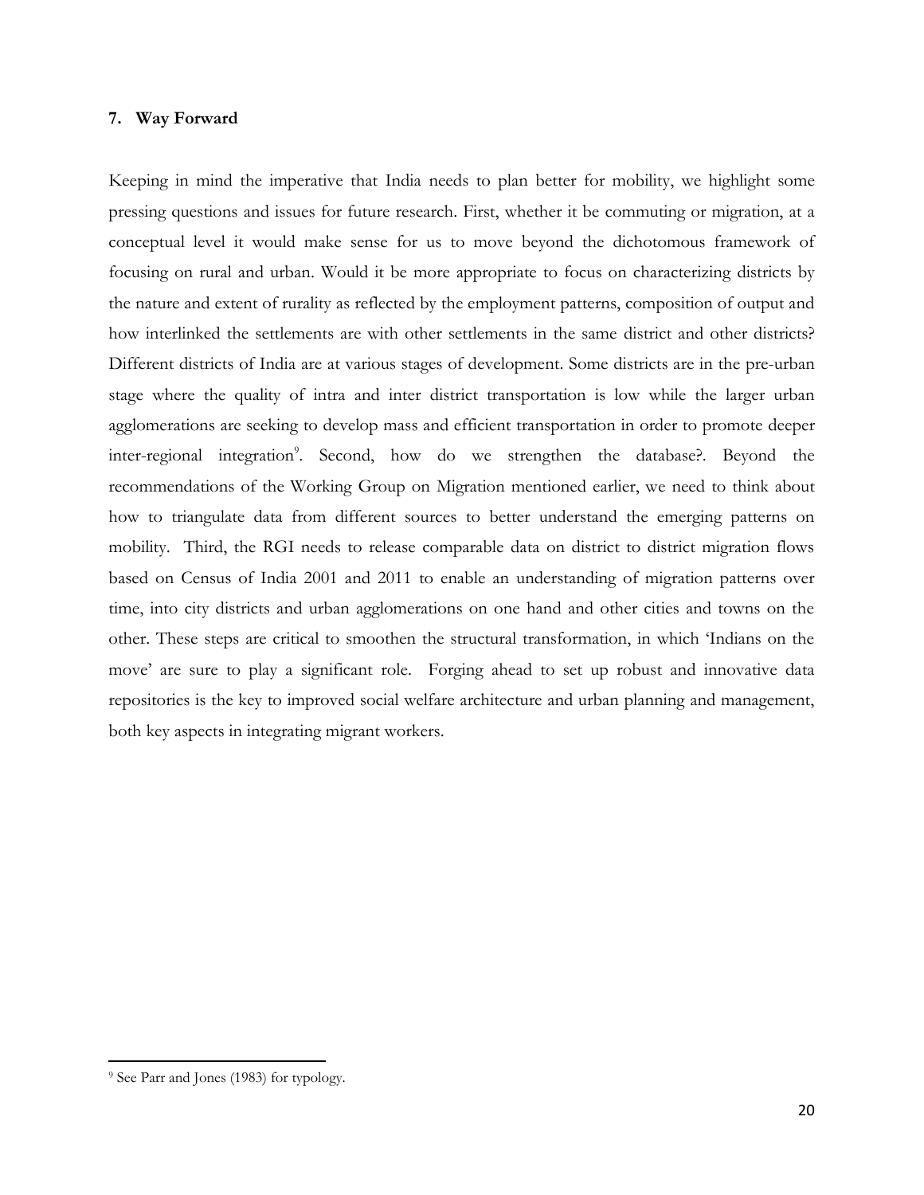## 7. Way Forward

Keeping in mind the imperative that India needs to plan better for mobility, we highlight some pressing questions and issues for future research. First, whether it be commuting or migration, at a conceptual level it would make sense for us to move beyond the dichotomous framework of focusing on rural and urban. Would it be more appropriate to focus on characterizing districts by the nature and extent of rurality as reflected by the employment patterns, composition of output and how interlinked the settlements are with other settlements in the same district and other districts? Different districts of India are at various stages of development. Some districts are in the pre-urban stage where the quality of intra and inter district transportation is low while the larger urban agglomerations are seeking to develop mass and efficient transportation in order to promote deeper inter-regional integration[9]. Second, how do we strengthen the database?. Beyond the recommendations of the Working Group on Migration mentioned earlier, we need to think about how to triangulate data from different sources to better understand the emerging patterns on mobility. Third, the RGI needs to release comparable data on district to district migration flows based on Census of India 2001 and 2011 to enable an understanding of migration patterns over time, into city districts and urban agglomerations on one hand and other cities and towns on the other. These steps are critical to smoothen the structural transformation, in which 'Indians on the move' are sure to play a significant role. Forging ahead to set up robust and innovative data repositories is the key to improved social welfare architecture and urban planning and management, both key aspects in integrating migrant workers.

[9] See Parr and Jones (1983) for typology.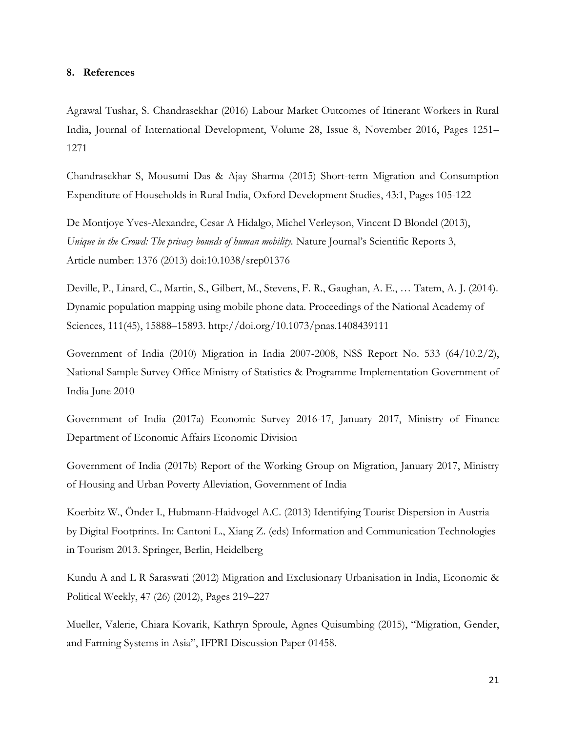## 8. References

Agrawal Tushar, S. Chandrasekhar (2016) Labour Market Outcomes of Itinerant Workers in Rural India, Journal of International Development, Volume 28, Issue 8, November 2016, Pages 1251–1271

Chandrasekhar S, Mousumi Das & Ajay Sharma (2015) Short-term Migration and Consumption Expenditure of Households in Rural India, Oxford Development Studies, 43:1, Pages 105-122

De Montjoye Yves-Alexandre, Cesar A Hidalgo, Michel Verleyson, Vincent D Blondel (2013), *Unique in the Crowd: The privacy bounds of human mobility.* Nature Journal's Scientific Reports 3, Article number: 1376 (2013) doi:10.1038/srep01376

Deville, P., Linard, C., Martin, S., Gilbert, M., Stevens, F. R., Gaughan, A. E., … Tatem, A. J. (2014). Dynamic population mapping using mobile phone data. Proceedings of the National Academy of Sciences, 111(45), 15888–15893. http://doi.org/10.1073/pnas.1408439111

Government of India (2010) Migration in India 2007-2008, NSS Report No. 533 (64/10.2/2), National Sample Survey Office Ministry of Statistics & Programme Implementation Government of India June 2010

Government of India (2017a) Economic Survey 2016-17, January 2017, Ministry of Finance Department of Economic Affairs Economic Division

Government of India (2017b) Report of the Working Group on Migration, January 2017, Ministry of Housing and Urban Poverty Alleviation, Government of India

Koerbitz W., Önder I., Hubmann-Haidvogel A.C. (2013) Identifying Tourist Dispersion in Austria by Digital Footprints. In: Cantoni L., Xiang Z. (eds) Information and Communication Technologies in Tourism 2013. Springer, Berlin, Heidelberg

Kundu A and L R Saraswati (2012) Migration and Exclusionary Urbanisation in India, Economic & Political Weekly, 47 (26) (2012), Pages 219–227

Mueller, Valerie, Chiara Kovarik, Kathryn Sproule, Agnes Quisumbing (2015), "Migration, Gender, and Farming Systems in Asia", IFPRI Discussion Paper 01458.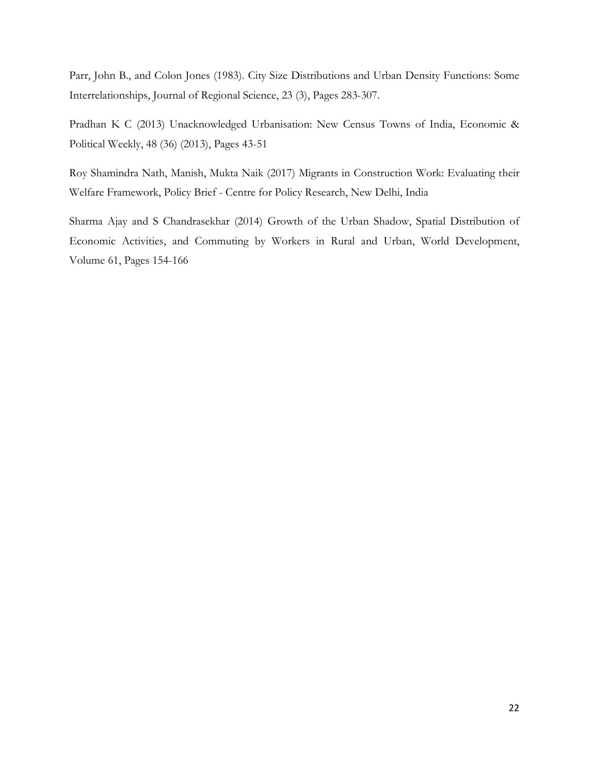Parr, John B., and Colon Jones (1983). City Size Distributions and Urban Density Functions: Some Interrelationships, Journal of Regional Science, 23 (3), Pages 283-307.

Pradhan K C (2013) Unacknowledged Urbanisation: New Census Towns of India, Economic & Political Weekly, 48 (36) (2013), Pages 43-51

Roy Shamindra Nath, Manish, Mukta Naik (2017) Migrants in Construction Work: Evaluating their Welfare Framework, Policy Brief - Centre for Policy Research, New Delhi, India

Sharma Ajay and S Chandrasekhar (2014) Growth of the Urban Shadow, Spatial Distribution of Economic Activities, and Commuting by Workers in Rural and Urban, World Development, Volume 61, Pages 154-166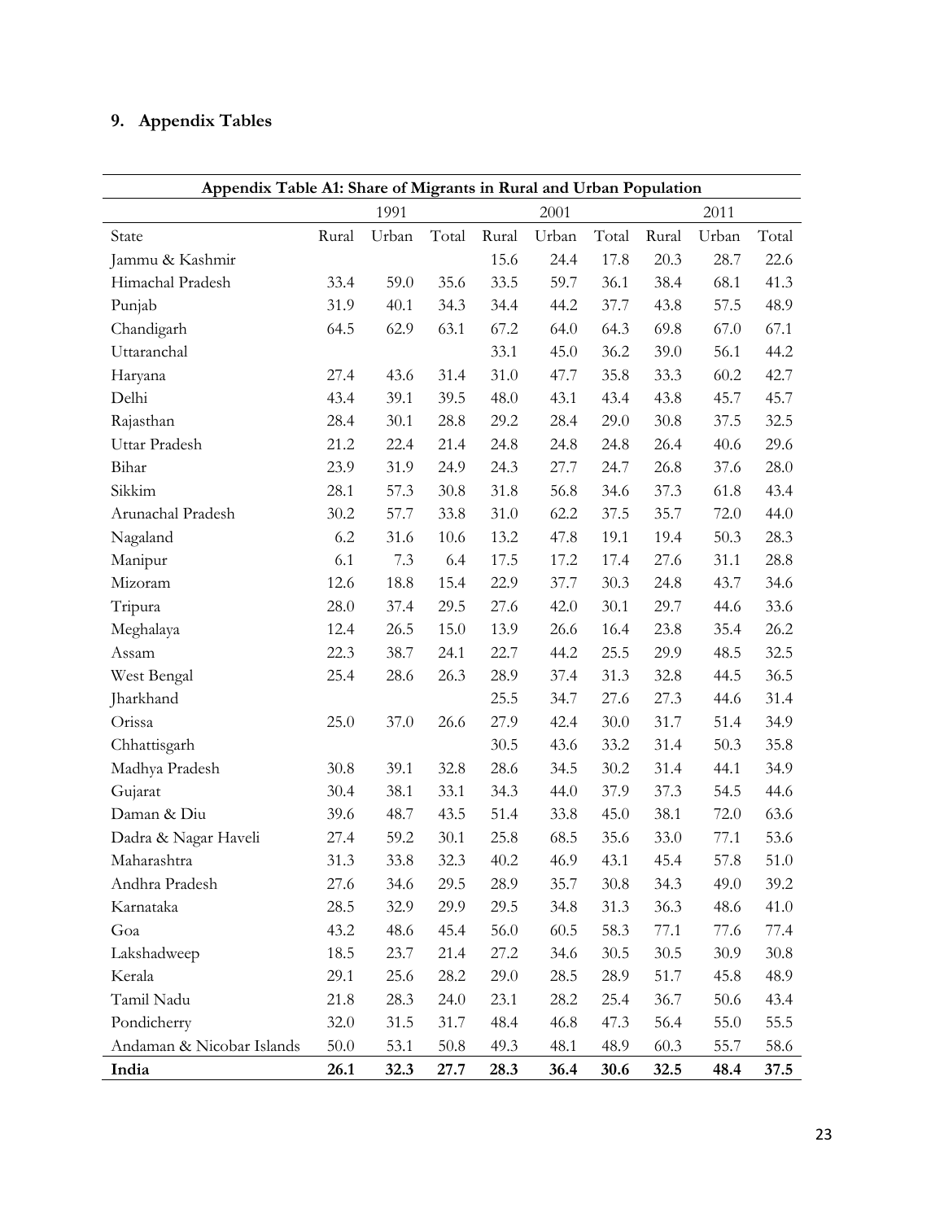## 9. Appendix Tables

**Appendix Table A1: Share of Migrants in Rural and Urban Population**

| | 1991 | | | 2001 | | | 2011 | | |
|---|---|---|---|---|---|---|---|---|---|
| State | Rural | Urban | Total | Rural | Urban | Total | Rural | Urban | Total |
| Jammu & Kashmir | | | | 15.6 | 24.4 | 17.8 | 20.3 | 28.7 | 22.6 |
| Himachal Pradesh | 33.4 | 59.0 | 35.6 | 33.5 | 59.7 | 36.1 | 38.4 | 68.1 | 41.3 |
| Punjab | 31.9 | 40.1 | 34.3 | 34.4 | 44.2 | 37.7 | 43.8 | 57.5 | 48.9 |
| Chandigarh | 64.5 | 62.9 | 63.1 | 67.2 | 64.0 | 64.3 | 69.8 | 67.0 | 67.1 |
| Uttaranchal | | | | 33.1 | 45.0 | 36.2 | 39.0 | 56.1 | 44.2 |
| Haryana | 27.4 | 43.6 | 31.4 | 31.0 | 47.7 | 35.8 | 33.3 | 60.2 | 42.7 |
| Delhi | 43.4 | 39.1 | 39.5 | 48.0 | 43.1 | 43.4 | 43.8 | 45.7 | 45.7 |
| Rajasthan | 28.4 | 30.1 | 28.8 | 29.2 | 28.4 | 29.0 | 30.8 | 37.5 | 32.5 |
| Uttar Pradesh | 21.2 | 22.4 | 21.4 | 24.8 | 24.8 | 24.8 | 26.4 | 40.6 | 29.6 |
| Bihar | 23.9 | 31.9 | 24.9 | 24.3 | 27.7 | 24.7 | 26.8 | 37.6 | 28.0 |
| Sikkim | 28.1 | 57.3 | 30.8 | 31.8 | 56.8 | 34.6 | 37.3 | 61.8 | 43.4 |
| Arunachal Pradesh | 30.2 | 57.7 | 33.8 | 31.0 | 62.2 | 37.5 | 35.7 | 72.0 | 44.0 |
| Nagaland | 6.2 | 31.6 | 10.6 | 13.2 | 47.8 | 19.1 | 19.4 | 50.3 | 28.3 |
| Manipur | 6.1 | 7.3 | 6.4 | 17.5 | 17.2 | 17.4 | 27.6 | 31.1 | 28.8 |
| Mizoram | 12.6 | 18.8 | 15.4 | 22.9 | 37.7 | 30.3 | 24.8 | 43.7 | 34.6 |
| Tripura | 28.0 | 37.4 | 29.5 | 27.6 | 42.0 | 30.1 | 29.7 | 44.6 | 33.6 |
| Meghalaya | 12.4 | 26.5 | 15.0 | 13.9 | 26.6 | 16.4 | 23.8 | 35.4 | 26.2 |
| Assam | 22.3 | 38.7 | 24.1 | 22.7 | 44.2 | 25.5 | 29.9 | 48.5 | 32.5 |
| West Bengal | 25.4 | 28.6 | 26.3 | 28.9 | 37.4 | 31.3 | 32.8 | 44.5 | 36.5 |
| Jharkhand | | | | 25.5 | 34.7 | 27.6 | 27.3 | 44.6 | 31.4 |
| Orissa | 25.0 | 37.0 | 26.6 | 27.9 | 42.4 | 30.0 | 31.7 | 51.4 | 34.9 |
| Chhattisgarh | | | | 30.5 | 43.6 | 33.2 | 31.4 | 50.3 | 35.8 |
| Madhya Pradesh | 30.8 | 39.1 | 32.8 | 28.6 | 34.5 | 30.2 | 31.4 | 44.1 | 34.9 |
| Gujarat | 30.4 | 38.1 | 33.1 | 34.3 | 44.0 | 37.9 | 37.3 | 54.5 | 44.6 |
| Daman & Diu | 39.6 | 48.7 | 43.5 | 51.4 | 33.8 | 45.0 | 38.1 | 72.0 | 63.6 |
| Dadra & Nagar Haveli | 27.4 | 59.2 | 30.1 | 25.8 | 68.5 | 35.6 | 33.0 | 77.1 | 53.6 |
| Maharashtra | 31.3 | 33.8 | 32.3 | 40.2 | 46.9 | 43.1 | 45.4 | 57.8 | 51.0 |
| Andhra Pradesh | 27.6 | 34.6 | 29.5 | 28.9 | 35.7 | 30.8 | 34.3 | 49.0 | 39.2 |
| Karnataka | 28.5 | 32.9 | 29.9 | 29.5 | 34.8 | 31.3 | 36.3 | 48.6 | 41.0 |
| Goa | 43.2 | 48.6 | 45.4 | 56.0 | 60.5 | 58.3 | 77.1 | 77.6 | 77.4 |
| Lakshadweep | 18.5 | 23.7 | 21.4 | 27.2 | 34.6 | 30.5 | 30.5 | 30.9 | 30.8 |
| Kerala | 29.1 | 25.6 | 28.2 | 29.0 | 28.5 | 28.9 | 51.7 | 45.8 | 48.9 |
| Tamil Nadu | 21.8 | 28.3 | 24.0 | 23.1 | 28.2 | 25.4 | 36.7 | 50.6 | 43.4 |
| Pondicherry | 32.0 | 31.5 | 31.7 | 48.4 | 46.8 | 47.3 | 56.4 | 55.0 | 55.5 |
| Andaman & Nicobar Islands | 50.0 | 53.1 | 50.8 | 49.3 | 48.1 | 48.9 | 60.3 | 55.7 | 58.6 |
| **India** | **26.1** | **32.3** | **27.7** | **28.3** | **36.4** | **30.6** | **32.5** | **48.4** | **37.5** |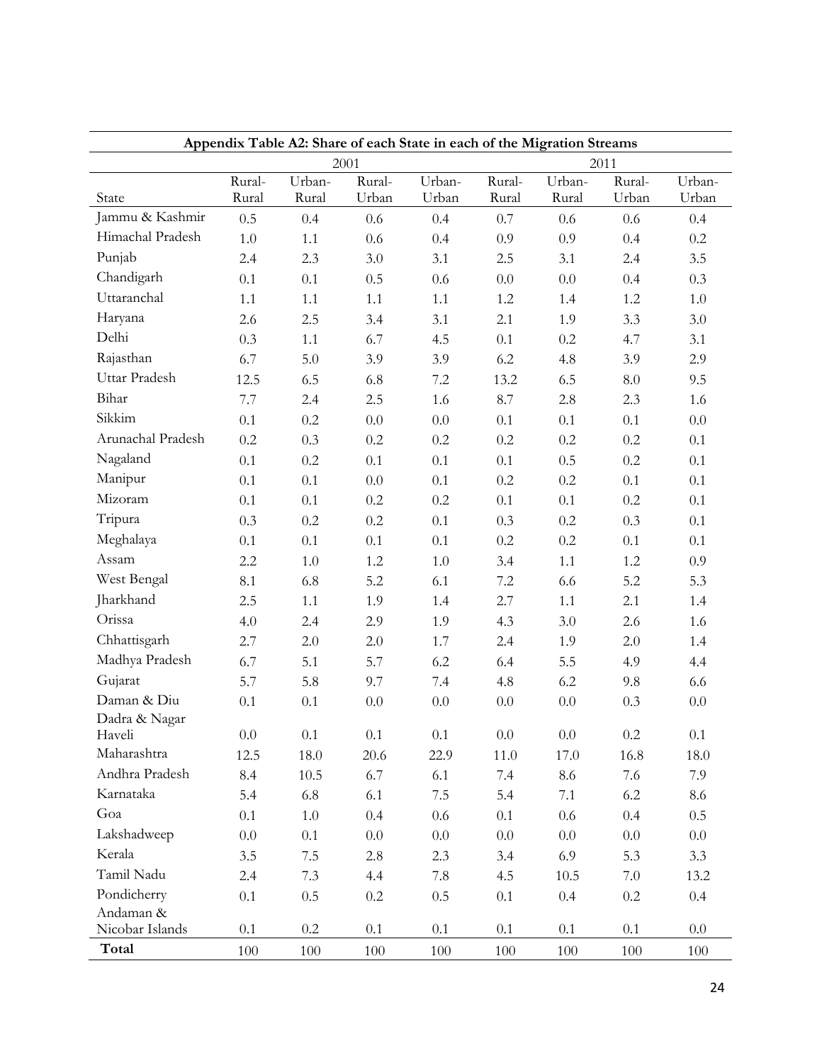**Appendix Table A2: Share of each State in each of the Migration Streams**

| | 2001 | | | | 2011 | | | |
|---|---|---|---|---|---|---|---|---|
| State | Rural-Rural | Urban-Rural | Rural-Urban | Urban-Urban | Rural-Rural | Urban-Rural | Rural-Urban | Urban-Urban |
| Jammu & Kashmir | 0.5 | 0.4 | 0.6 | 0.4 | 0.7 | 0.6 | 0.6 | 0.4 |
| Himachal Pradesh | 1.0 | 1.1 | 0.6 | 0.4 | 0.9 | 0.9 | 0.4 | 0.2 |
| Punjab | 2.4 | 2.3 | 3.0 | 3.1 | 2.5 | 3.1 | 2.4 | 3.5 |
| Chandigarh | 0.1 | 0.1 | 0.5 | 0.6 | 0.0 | 0.0 | 0.4 | 0.3 |
| Uttaranchal | 1.1 | 1.1 | 1.1 | 1.1 | 1.2 | 1.4 | 1.2 | 1.0 |
| Haryana | 2.6 | 2.5 | 3.4 | 3.1 | 2.1 | 1.9 | 3.3 | 3.0 |
| Delhi | 0.3 | 1.1 | 6.7 | 4.5 | 0.1 | 0.2 | 4.7 | 3.1 |
| Rajasthan | 6.7 | 5.0 | 3.9 | 3.9 | 6.2 | 4.8 | 3.9 | 2.9 |
| Uttar Pradesh | 12.5 | 6.5 | 6.8 | 7.2 | 13.2 | 6.5 | 8.0 | 9.5 |
| Bihar | 7.7 | 2.4 | 2.5 | 1.6 | 8.7 | 2.8 | 2.3 | 1.6 |
| Sikkim | 0.1 | 0.2 | 0.0 | 0.0 | 0.1 | 0.1 | 0.1 | 0.0 |
| Arunachal Pradesh | 0.2 | 0.3 | 0.2 | 0.2 | 0.2 | 0.2 | 0.2 | 0.1 |
| Nagaland | 0.1 | 0.2 | 0.1 | 0.1 | 0.1 | 0.5 | 0.2 | 0.1 |
| Manipur | 0.1 | 0.1 | 0.0 | 0.1 | 0.2 | 0.2 | 0.1 | 0.1 |
| Mizoram | 0.1 | 0.1 | 0.2 | 0.2 | 0.1 | 0.1 | 0.2 | 0.1 |
| Tripura | 0.3 | 0.2 | 0.2 | 0.1 | 0.3 | 0.2 | 0.3 | 0.1 |
| Meghalaya | 0.1 | 0.1 | 0.1 | 0.1 | 0.2 | 0.2 | 0.1 | 0.1 |
| Assam | 2.2 | 1.0 | 1.2 | 1.0 | 3.4 | 1.1 | 1.2 | 0.9 |
| West Bengal | 8.1 | 6.8 | 5.2 | 6.1 | 7.2 | 6.6 | 5.2 | 5.3 |
| Jharkhand | 2.5 | 1.1 | 1.9 | 1.4 | 2.7 | 1.1 | 2.1 | 1.4 |
| Orissa | 4.0 | 2.4 | 2.9 | 1.9 | 4.3 | 3.0 | 2.6 | 1.6 |
| Chhattisgarh | 2.7 | 2.0 | 2.0 | 1.7 | 2.4 | 1.9 | 2.0 | 1.4 |
| Madhya Pradesh | 6.7 | 5.1 | 5.7 | 6.2 | 6.4 | 5.5 | 4.9 | 4.4 |
| Gujarat | 5.7 | 5.8 | 9.7 | 7.4 | 4.8 | 6.2 | 9.8 | 6.6 |
| Daman & Diu | 0.1 | 0.1 | 0.0 | 0.0 | 0.0 | 0.0 | 0.3 | 0.0 |
| Dadra & Nagar Haveli | 0.0 | 0.1 | 0.1 | 0.1 | 0.0 | 0.0 | 0.2 | 0.1 |
| Maharashtra | 12.5 | 18.0 | 20.6 | 22.9 | 11.0 | 17.0 | 16.8 | 18.0 |
| Andhra Pradesh | 8.4 | 10.5 | 6.7 | 6.1 | 7.4 | 8.6 | 7.6 | 7.9 |
| Karnataka | 5.4 | 6.8 | 6.1 | 7.5 | 5.4 | 7.1 | 6.2 | 8.6 |
| Goa | 0.1 | 1.0 | 0.4 | 0.6 | 0.1 | 0.6 | 0.4 | 0.5 |
| Lakshadweep | 0.0 | 0.1 | 0.0 | 0.0 | 0.0 | 0.0 | 0.0 | 0.0 |
| Kerala | 3.5 | 7.5 | 2.8 | 2.3 | 3.4 | 6.9 | 5.3 | 3.3 |
| Tamil Nadu | 2.4 | 7.3 | 4.4 | 7.8 | 4.5 | 10.5 | 7.0 | 13.2 |
| Pondicherry | 0.1 | 0.5 | 0.2 | 0.5 | 0.1 | 0.4 | 0.2 | 0.4 |
| Andaman & Nicobar Islands | 0.1 | 0.2 | 0.1 | 0.1 | 0.1 | 0.1 | 0.1 | 0.0 |
| **Total** | 100 | 100 | 100 | 100 | 100 | 100 | 100 | 100 |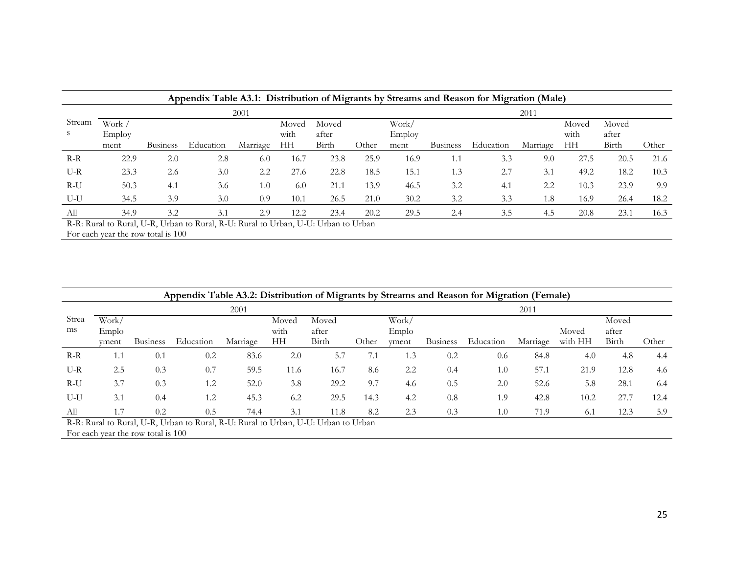**Appendix Table A3.1: Distribution of Migrants by Streams and Reason for Migration (Male)**

| Streams | 2001 | | | | | | | 2011 | | | | | | |
|---|---|---|---|---|---|---|---|---|---|---|---|---|---|---|
| | Work / Employment | Business | Education | Marriage | Moved with HH | Moved after Birth | Other | Work/ Employment | Business | Education | Marriage | Moved with HH | Moved after Birth | Other |
| R-R | 22.9 | 2.0 | 2.8 | 6.0 | 16.7 | 23.8 | 25.9 | 16.9 | 1.1 | 3.3 | 9.0 | 27.5 | 20.5 | 21.6 |
| U-R | 23.3 | 2.6 | 3.0 | 2.2 | 27.6 | 22.8 | 18.5 | 15.1 | 1.3 | 2.7 | 3.1 | 49.2 | 18.2 | 10.3 |
| R-U | 50.3 | 4.1 | 3.6 | 1.0 | 6.0 | 21.1 | 13.9 | 46.5 | 3.2 | 4.1 | 2.2 | 10.3 | 23.9 | 9.9 |
| U-U | 34.5 | 3.9 | 3.0 | 0.9 | 10.1 | 26.5 | 21.0 | 30.2 | 3.2 | 3.3 | 1.8 | 16.9 | 26.4 | 18.2 |
| All | 34.9 | 3.2 | 3.1 | 2.9 | 12.2 | 23.4 | 20.2 | 29.5 | 2.4 | 3.5 | 4.5 | 20.8 | 23.1 | 16.3 |

R-R: Rural to Rural, U-R, Urban to Rural, R-U: Rural to Urban, U-U: Urban to Urban
For each year the row total is 100

**Appendix Table A3.2: Distribution of Migrants by Streams and Reason for Migration (Female)**

| Streams | 2001 | | | | | | | 2011 | | | | | | |
|---|---|---|---|---|---|---|---|---|---|---|---|---|---|---|
| | Work/ Employment | Business | Education | Marriage | Moved with HH | Moved after Birth | Other | Work/ Employment | Business | Education | Marriage | Moved with HH | Moved after Birth | Other |
| R-R | 1.1 | 0.1 | 0.2 | 83.6 | 2.0 | 5.7 | 7.1 | 1.3 | 0.2 | 0.6 | 84.8 | 4.0 | 4.8 | 4.4 |
| U-R | 2.5 | 0.3 | 0.7 | 59.5 | 11.6 | 16.7 | 8.6 | 2.2 | 0.4 | 1.0 | 57.1 | 21.9 | 12.8 | 4.6 |
| R-U | 3.7 | 0.3 | 1.2 | 52.0 | 3.8 | 29.2 | 9.7 | 4.6 | 0.5 | 2.0 | 52.6 | 5.8 | 28.1 | 6.4 |
| U-U | 3.1 | 0.4 | 1.2 | 45.3 | 6.2 | 29.5 | 14.3 | 4.2 | 0.8 | 1.9 | 42.8 | 10.2 | 27.7 | 12.4 |
| All | 1.7 | 0.2 | 0.5 | 74.4 | 3.1 | 11.8 | 8.2 | 2.3 | 0.3 | 1.0 | 71.9 | 6.1 | 12.3 | 5.9 |

R-R: Rural to Rural, U-R, Urban to Rural, R-U: Rural to Urban, U-U: Urban to Urban
For each year the row total is 100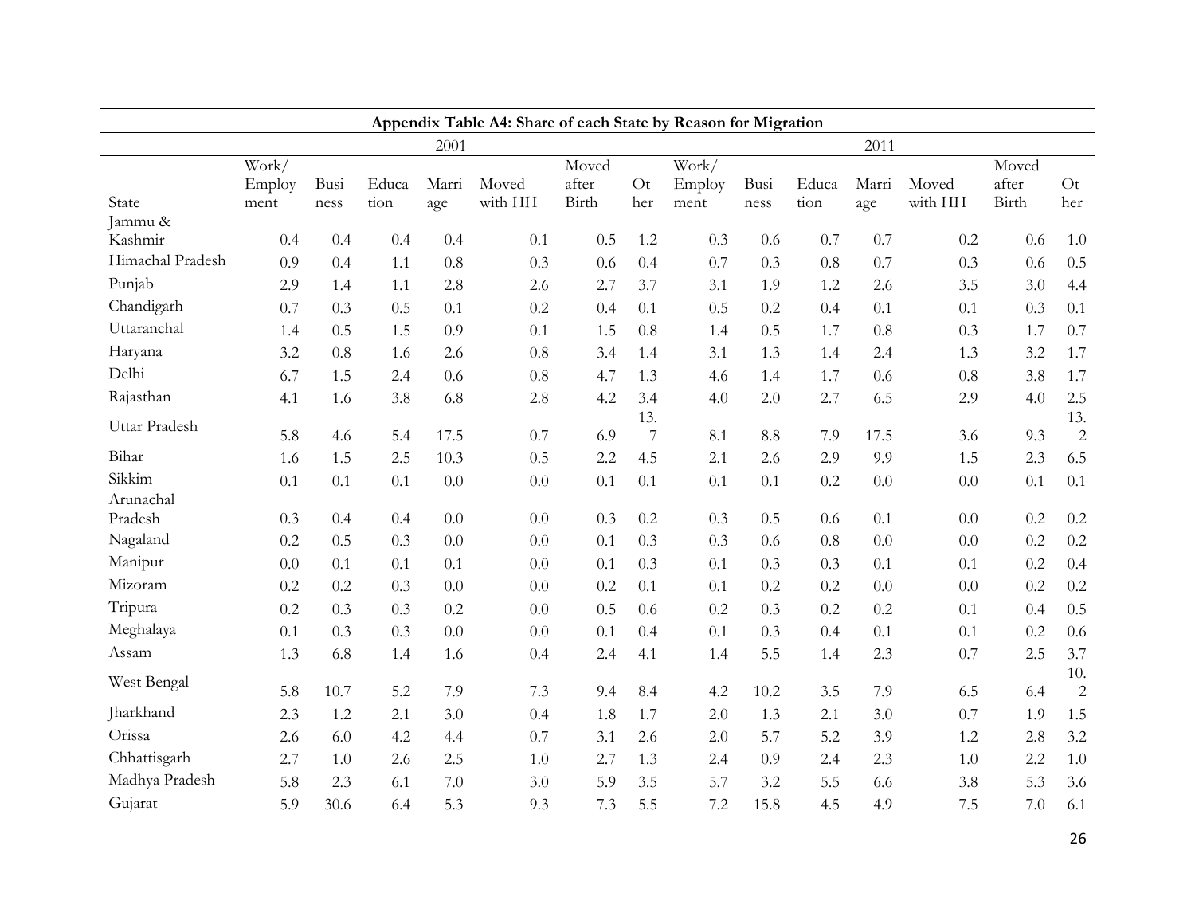**Appendix Table A4: Share of each State by Reason for Migration**

| State | 2001 | | | | | | | 2011 | | | | | | |
|---|---|---|---|---|---|---|---|---|---|---|---|---|---|---|
| | Work/ Employment | Business | Education | Marriage | Moved with HH | Moved after Birth | Other | Work/ Employment | Business | Education | Marriage | Moved with HH | Moved after Birth | Other |
| Jammu & Kashmir | 0.4 | 0.4 | 0.4 | 0.4 | 0.1 | 0.5 | 1.2 | 0.3 | 0.6 | 0.7 | 0.7 | 0.2 | 0.6 | 1.0 |
| Himachal Pradesh | 0.9 | 0.4 | 1.1 | 0.8 | 0.3 | 0.6 | 0.4 | 0.7 | 0.3 | 0.8 | 0.7 | 0.3 | 0.6 | 0.5 |
| Punjab | 2.9 | 1.4 | 1.1 | 2.8 | 2.6 | 2.7 | 3.7 | 3.1 | 1.9 | 1.2 | 2.6 | 3.5 | 3.0 | 4.4 |
| Chandigarh | 0.7 | 0.3 | 0.5 | 0.1 | 0.2 | 0.4 | 0.1 | 0.5 | 0.2 | 0.4 | 0.1 | 0.1 | 0.3 | 0.1 |
| Uttaranchal | 1.4 | 0.5 | 1.5 | 0.9 | 0.1 | 1.5 | 0.8 | 1.4 | 0.5 | 1.7 | 0.8 | 0.3 | 1.7 | 0.7 |
| Haryana | 3.2 | 0.8 | 1.6 | 2.6 | 0.8 | 3.4 | 1.4 | 3.1 | 1.3 | 1.4 | 2.4 | 1.3 | 3.2 | 1.7 |
| Delhi | 6.7 | 1.5 | 2.4 | 0.6 | 0.8 | 4.7 | 1.3 | 4.6 | 1.4 | 1.7 | 0.6 | 0.8 | 3.8 | 1.7 |
| Rajasthan | 4.1 | 1.6 | 3.8 | 6.8 | 2.8 | 4.2 | 3.4 | 4.0 | 2.0 | 2.7 | 6.5 | 2.9 | 4.0 | 2.5 |
| Uttar Pradesh | 5.8 | 4.6 | 5.4 | 17.5 | 0.7 | 6.9 | 13.7 | 8.1 | 8.8 | 7.9 | 17.5 | 3.6 | 9.3 | 13.2 |
| Bihar | 1.6 | 1.5 | 2.5 | 10.3 | 0.5 | 2.2 | 4.5 | 2.1 | 2.6 | 2.9 | 9.9 | 1.5 | 2.3 | 6.5 |
| Sikkim | 0.1 | 0.1 | 0.1 | 0.0 | 0.0 | 0.1 | 0.1 | 0.1 | 0.1 | 0.2 | 0.0 | 0.0 | 0.1 | 0.1 |
| Arunachal Pradesh | 0.3 | 0.4 | 0.4 | 0.0 | 0.0 | 0.3 | 0.2 | 0.3 | 0.5 | 0.6 | 0.1 | 0.0 | 0.2 | 0.2 |
| Nagaland | 0.2 | 0.5 | 0.3 | 0.0 | 0.0 | 0.1 | 0.3 | 0.3 | 0.6 | 0.8 | 0.0 | 0.0 | 0.2 | 0.2 |
| Manipur | 0.0 | 0.1 | 0.1 | 0.1 | 0.0 | 0.1 | 0.3 | 0.1 | 0.3 | 0.3 | 0.1 | 0.1 | 0.2 | 0.4 |
| Mizoram | 0.2 | 0.2 | 0.3 | 0.0 | 0.0 | 0.2 | 0.1 | 0.1 | 0.2 | 0.2 | 0.0 | 0.0 | 0.2 | 0.2 |
| Tripura | 0.2 | 0.3 | 0.3 | 0.2 | 0.0 | 0.5 | 0.6 | 0.2 | 0.3 | 0.2 | 0.2 | 0.1 | 0.4 | 0.5 |
| Meghalaya | 0.1 | 0.3 | 0.3 | 0.0 | 0.0 | 0.1 | 0.4 | 0.1 | 0.3 | 0.4 | 0.1 | 0.1 | 0.2 | 0.6 |
| Assam | 1.3 | 6.8 | 1.4 | 1.6 | 0.4 | 2.4 | 4.1 | 1.4 | 5.5 | 1.4 | 2.3 | 0.7 | 2.5 | 3.7 |
| West Bengal | 5.8 | 10.7 | 5.2 | 7.9 | 7.3 | 9.4 | 8.4 | 4.2 | 10.2 | 3.5 | 7.9 | 6.5 | 6.4 | 10.2 |
| Jharkhand | 2.3 | 1.2 | 2.1 | 3.0 | 0.4 | 1.8 | 1.7 | 2.0 | 1.3 | 2.1 | 3.0 | 0.7 | 1.9 | 1.5 |
| Orissa | 2.6 | 6.0 | 4.2 | 4.4 | 0.7 | 3.1 | 2.6 | 2.0 | 5.7 | 5.2 | 3.9 | 1.2 | 2.8 | 3.2 |
| Chhattisgarh | 2.7 | 1.0 | 2.6 | 2.5 | 1.0 | 2.7 | 1.3 | 2.4 | 0.9 | 2.4 | 2.3 | 1.0 | 2.2 | 1.0 |
| Madhya Pradesh | 5.8 | 2.3 | 6.1 | 7.0 | 3.0 | 5.9 | 3.5 | 5.7 | 3.2 | 5.5 | 6.6 | 3.8 | 5.3 | 3.6 |
| Gujarat | 5.9 | 30.6 | 6.4 | 5.3 | 9.3 | 7.3 | 5.5 | 7.2 | 15.8 | 4.5 | 4.9 | 7.5 | 7.0 | 6.1 |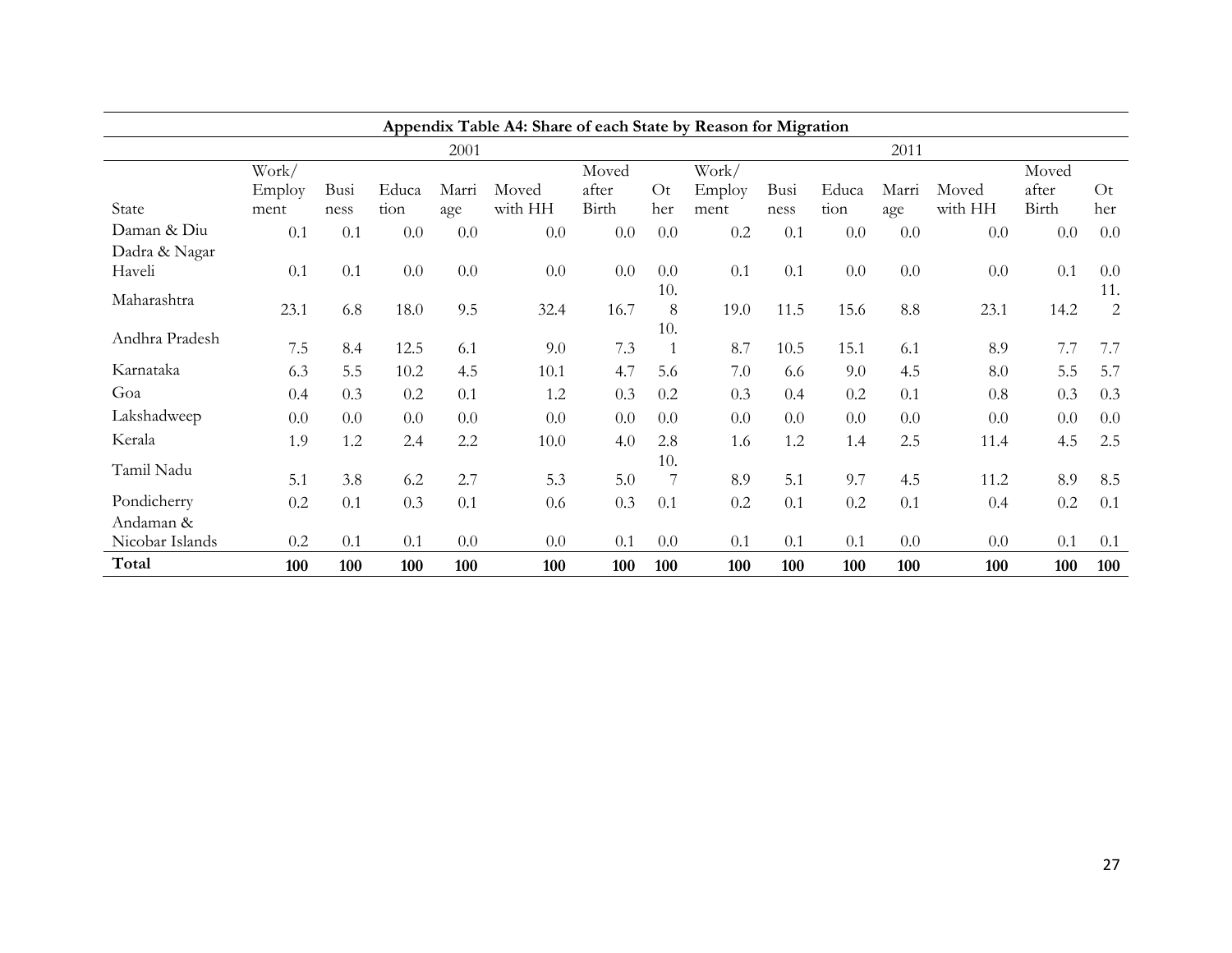**Appendix Table A4: Share of each State by Reason for Migration**

| | 2001 | | | | | | | 2011 | | | | | | |
|---|---|---|---|---|---|---|---|---|---|---|---|---|---|---|
| State | Work/ Employment | Business | Education | Marriage | Moved with HH | Moved after Birth | Other | Work/ Employment | Business | Education | Marriage | Moved with HH | Moved after Birth | Other |
| Daman & Diu | 0.1 | 0.1 | 0.0 | 0.0 | 0.0 | 0.0 | 0.0 | 0.2 | 0.1 | 0.0 | 0.0 | 0.0 | 0.0 | 0.0 |
| Dadra & Nagar Haveli | 0.1 | 0.1 | 0.0 | 0.0 | 0.0 | 0.0 | 0.0 | 0.1 | 0.1 | 0.0 | 0.0 | 0.0 | 0.1 | 0.0 |
| Maharashtra | 23.1 | 6.8 | 18.0 | 9.5 | 32.4 | 16.7 | 10.8 | 19.0 | 11.5 | 15.6 | 8.8 | 23.1 | 14.2 | 11.2 |
| Andhra Pradesh | 7.5 | 8.4 | 12.5 | 6.1 | 9.0 | 7.3 | 10.1 | 8.7 | 10.5 | 15.1 | 6.1 | 8.9 | 7.7 | 7.7 |
| Karnataka | 6.3 | 5.5 | 10.2 | 4.5 | 10.1 | 4.7 | 5.6 | 7.0 | 6.6 | 9.0 | 4.5 | 8.0 | 5.5 | 5.7 |
| Goa | 0.4 | 0.3 | 0.2 | 0.1 | 1.2 | 0.3 | 0.2 | 0.3 | 0.4 | 0.2 | 0.1 | 0.8 | 0.3 | 0.3 |
| Lakshadweep | 0.0 | 0.0 | 0.0 | 0.0 | 0.0 | 0.0 | 0.0 | 0.0 | 0.0 | 0.0 | 0.0 | 0.0 | 0.0 | 0.0 |
| Kerala | 1.9 | 1.2 | 2.4 | 2.2 | 10.0 | 4.0 | 2.8 | 1.6 | 1.2 | 1.4 | 2.5 | 11.4 | 4.5 | 2.5 |
| Tamil Nadu | 5.1 | 3.8 | 6.2 | 2.7 | 5.3 | 5.0 | 10.7 | 8.9 | 5.1 | 9.7 | 4.5 | 11.2 | 8.9 | 8.5 |
| Pondicherry | 0.2 | 0.1 | 0.3 | 0.1 | 0.6 | 0.3 | 0.1 | 0.2 | 0.1 | 0.2 | 0.1 | 0.4 | 0.2 | 0.1 |
| Andaman & Nicobar Islands | 0.2 | 0.1 | 0.1 | 0.0 | 0.0 | 0.1 | 0.0 | 0.1 | 0.1 | 0.1 | 0.0 | 0.0 | 0.1 | 0.1 |
| **Total** | **100** | **100** | **100** | **100** | **100** | **100** | **100** | **100** | **100** | **100** | **100** | **100** | **100** | **100** |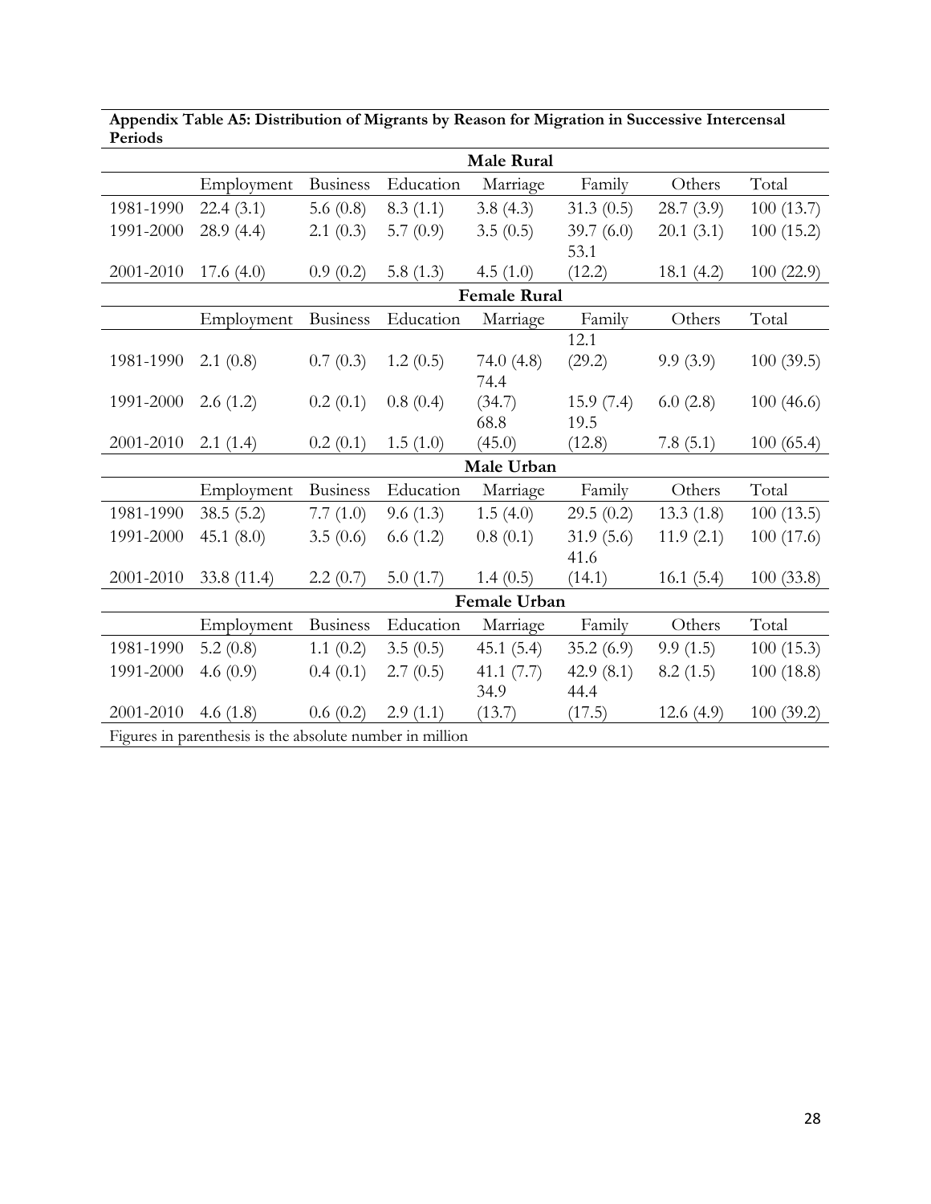**Appendix Table A5: Distribution of Migrants by Reason for Migration in Successive Intercensal Periods**

| | Employment | Business | Education | Marriage | Family | Others | Total |
|---|---|---|---|---|---|---|---|
| | | | | **Male Rural** | | | |
| 1981-1990 | 22.4 (3.1) | 5.6 (0.8) | 8.3 (1.1) | 3.8 (4.3) | 31.3 (0.5) | 28.7 (3.9) | 100 (13.7) |
| 1991-2000 | 28.9 (4.4) | 2.1 (0.3) | 5.7 (0.9) | 3.5 (0.5) | 39.7 (6.0) | 20.1 (3.1) | 100 (15.2) |
| 2001-2010 | 17.6 (4.0) | 0.9 (0.2) | 5.8 (1.3) | 4.5 (1.0) | 53.1 (12.2) | 18.1 (4.2) | 100 (22.9) |
| | | | | **Female Rural** | | | |
| | Employment | Business | Education | Marriage | Family | Others | Total |
| 1981-1990 | 2.1 (0.8) | 0.7 (0.3) | 1.2 (0.5) | 74.0 (4.8) | 12.1 (29.2) | 9.9 (3.9) | 100 (39.5) |
| 1991-2000 | 2.6 (1.2) | 0.2 (0.1) | 0.8 (0.4) | 74.4 (34.7) | 15.9 (7.4) | 6.0 (2.8) | 100 (46.6) |
| 2001-2010 | 2.1 (1.4) | 0.2 (0.1) | 1.5 (1.0) | 68.8 (45.0) | 19.5 (12.8) | 7.8 (5.1) | 100 (65.4) |
| | | | | **Male Urban** | | | |
| | Employment | Business | Education | Marriage | Family | Others | Total |
| 1981-1990 | 38.5 (5.2) | 7.7 (1.0) | 9.6 (1.3) | 1.5 (4.0) | 29.5 (0.2) | 13.3 (1.8) | 100 (13.5) |
| 1991-2000 | 45.1 (8.0) | 3.5 (0.6) | 6.6 (1.2) | 0.8 (0.1) | 31.9 (5.6) | 11.9 (2.1) | 100 (17.6) |
| 2001-2010 | 33.8 (11.4) | 2.2 (0.7) | 5.0 (1.7) | 1.4 (0.5) | 41.6 (14.1) | 16.1 (5.4) | 100 (33.8) |
| | | | | **Female Urban** | | | |
| | Employment | Business | Education | Marriage | Family | Others | Total |
| 1981-1990 | 5.2 (0.8) | 1.1 (0.2) | 3.5 (0.5) | 45.1 (5.4) | 35.2 (6.9) | 9.9 (1.5) | 100 (15.3) |
| 1991-2000 | 4.6 (0.9) | 0.4 (0.1) | 2.7 (0.5) | 41.1 (7.7) | 42.9 (8.1) | 8.2 (1.5) | 100 (18.8) |
| 2001-2010 | 4.6 (1.8) | 0.6 (0.2) | 2.9 (1.1) | 34.9 (13.7) | 44.4 (17.5) | 12.6 (4.9) | 100 (39.2) |

Figures in parenthesis is the absolute number in million